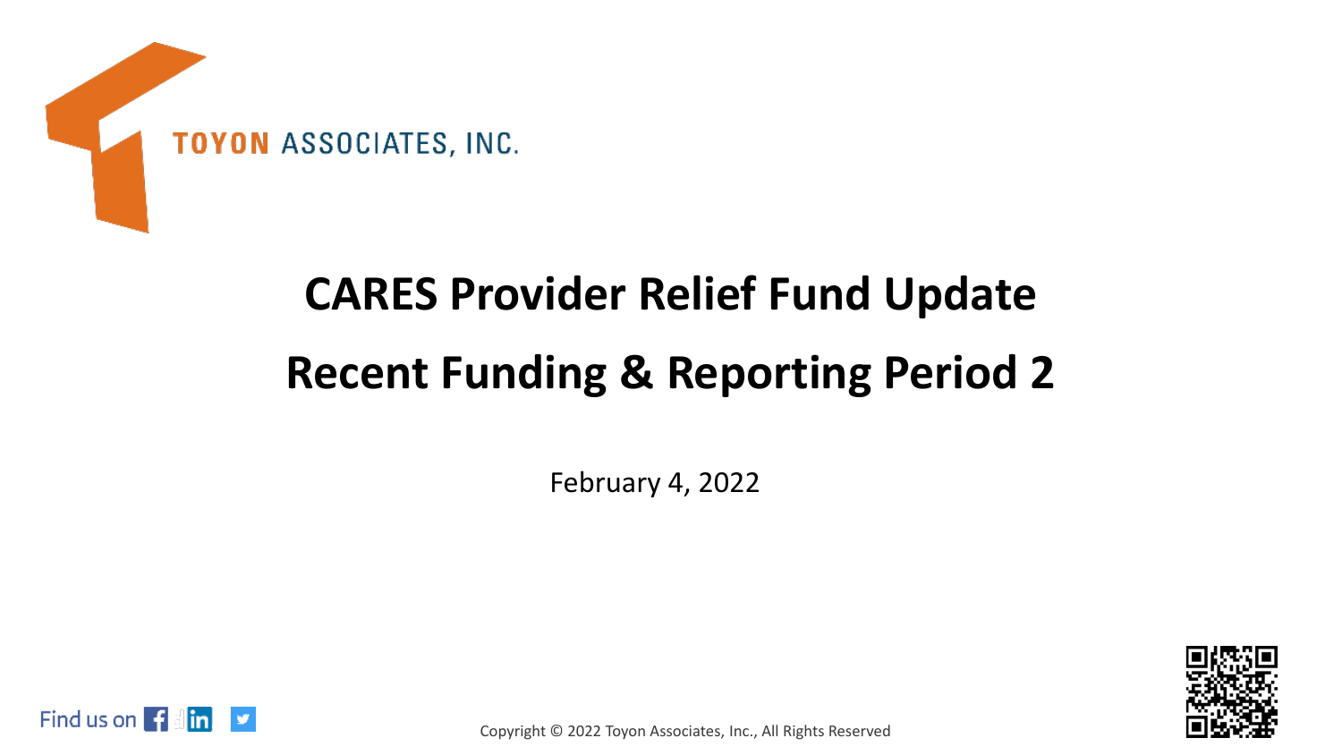TOYON ASSOCIATES, INC.

# CARES Provider Relief Fund Update

# Recent Funding & Reporting Period 2

February 4, 2022

Find us on

Copyright © 2022 Toyon Associates, Inc., All Rights Reserved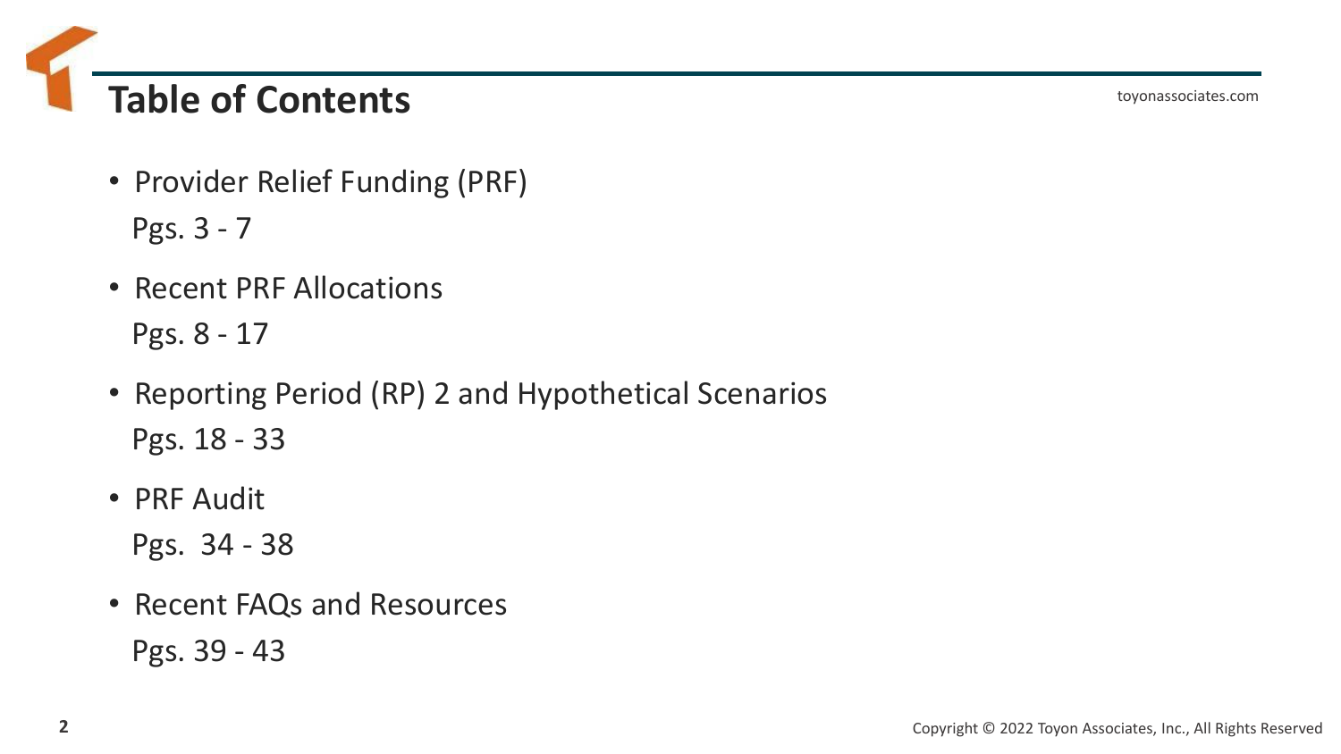# Table of Contents

- Provider Relief Funding (PRF)
  Pgs. 3 - 7
- Recent PRF Allocations
  Pgs. 8 - 17
- Reporting Period (RP) 2 and Hypothetical Scenarios
  Pgs. 18 - 33
- PRF Audit
  Pgs. 34 - 38
- Recent FAQs and Resources
  Pgs. 39 - 43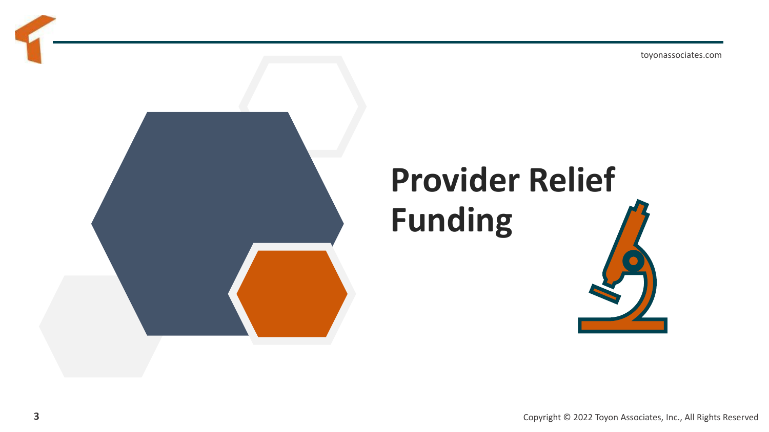# Provider Relief Funding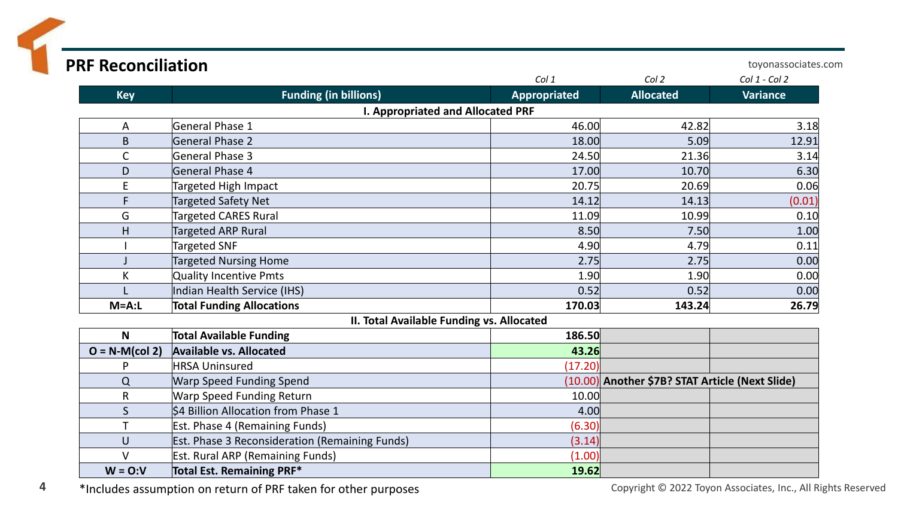## PRF Reconciliation

| Key | Funding (in billions) | Col 1<br>Appropriated | Col 2<br>Allocated | Col 1 - Col 2<br>Variance |
|---|---|---|---|---|
| | **I. Appropriated and Allocated PRF** | | | |
| A | General Phase 1 | 46.00 | 42.82 | 3.18 |
| B | General Phase 2 | 18.00 | 5.09 | 12.91 |
| C | General Phase 3 | 24.50 | 21.36 | 3.14 |
| D | General Phase 4 | 17.00 | 10.70 | 6.30 |
| E | Targeted High Impact | 20.75 | 20.69 | 0.06 |
| F | Targeted Safety Net | 14.12 | 14.13 | (0.01) |
| G | Targeted CARES Rural | 11.09 | 10.99 | 0.10 |
| H | Targeted ARP Rural | 8.50 | 7.50 | 1.00 |
| I | Targeted SNF | 4.90 | 4.79 | 0.11 |
| J | Targeted Nursing Home | 2.75 | 2.75 | 0.00 |
| K | Quality Incentive Pmts | 1.90 | 1.90 | 0.00 |
| L | Indian Health Service (IHS) | 0.52 | 0.52 | 0.00 |
| **M=A:L** | **Total Funding Allocations** | **170.03** | **143.24** | **26.79** |
| | **II. Total Available Funding vs. Allocated** | | | |
| **N** | **Total Available Funding** | **186.50** | | |
| **O = N-M(col 2)** | **Available vs. Allocated** | **43.26** | | |
| P | HRSA Uninsured | (17.20) | | |
| Q | Warp Speed Funding Spend | (10.00) | **Another $7B? STAT Article (Next Slide)** | |
| R | Warp Speed Funding Return | 10.00 | | |
| S | $4 Billion Allocation from Phase 1 | 4.00 | | |
| T | Est. Phase 4 (Remaining Funds) | (6.30) | | |
| U | Est. Phase 3 Reconsideration (Remaining Funds) | (3.14) | | |
| V | Est. Rural ARP (Remaining Funds) | (1.00) | | |
| **W = O:V** | **Total Est. Remaining PRF*** | **19.62** | | |

*Includes assumption on return of PRF taken for other purposes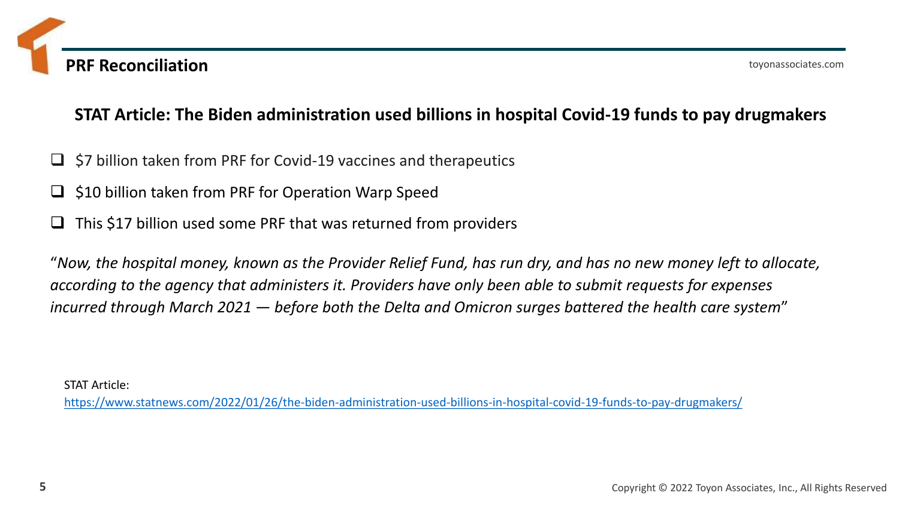# PRF Reconciliation

## STAT Article: The Biden administration used billions in hospital Covid-19 funds to pay drugmakers

- $7 billion taken from PRF for Covid-19 vaccines and therapeutics
- $10 billion taken from PRF for Operation Warp Speed
- This $17 billion used some PRF that was returned from providers

"*Now, the hospital money, known as the Provider Relief Fund, has run dry, and has no new money left to allocate, according to the agency that administers it. Providers have only been able to submit requests for expenses incurred through March 2021 — before both the Delta and Omicron surges battered the health care system*"

STAT Article:
https://www.statnews.com/2022/01/26/the-biden-administration-used-billions-in-hospital-covid-19-funds-to-pay-drugmakers/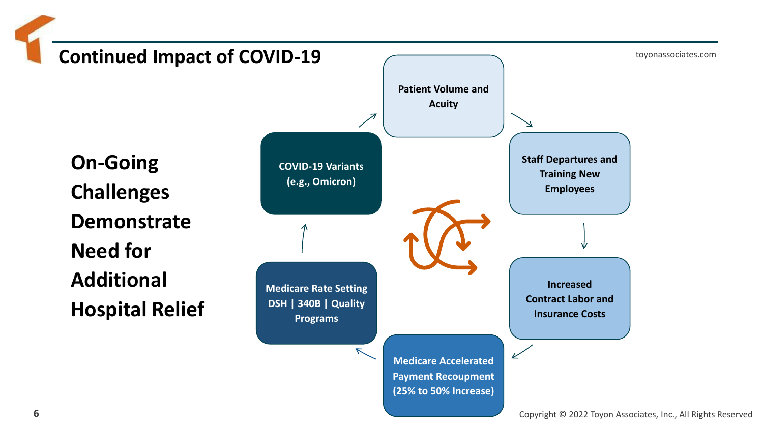# Continued Impact of COVID-19

## On-Going Challenges Demonstrate Need for Additional Hospital Relief

- Patient Volume and Acuity
- Staff Departures and Training New Employees
- Increased Contract Labor and Insurance Costs
- Medicare Accelerated Payment Recoupment (25% to 50% Increase)
- Medicare Rate Setting DSH | 340B | Quality Programs
- COVID-19 Variants (e.g., Omicron)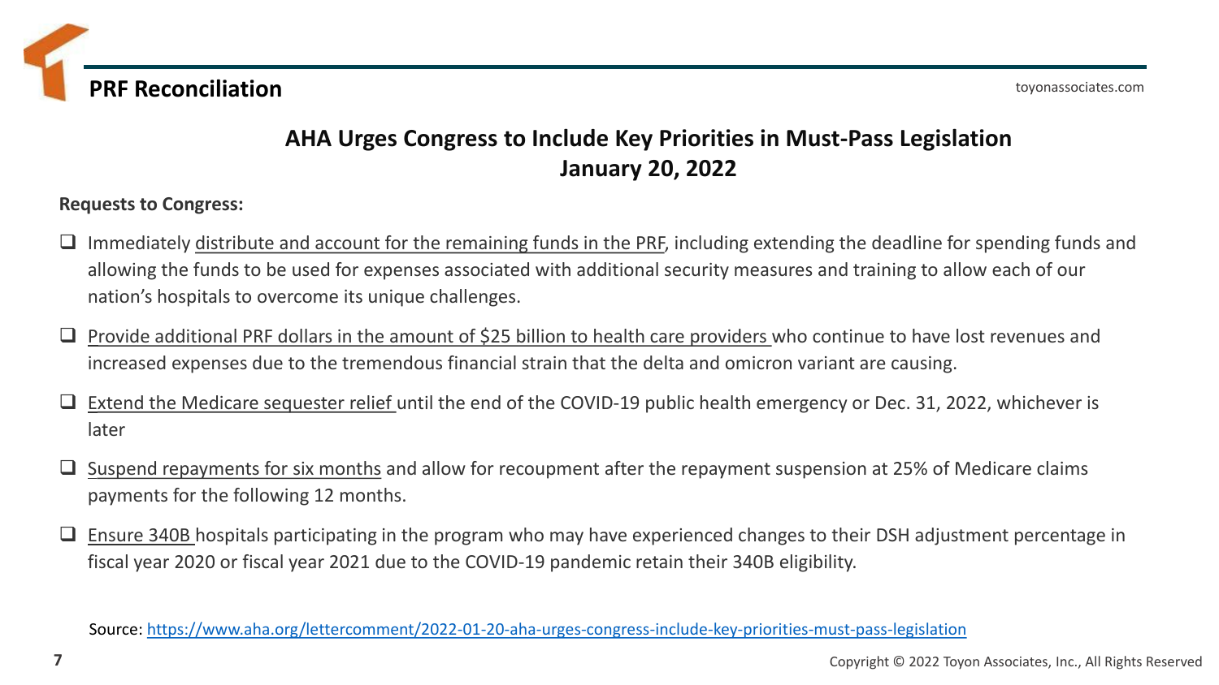## PRF Reconciliation

### AHA Urges Congress to Include Key Priorities in Must-Pass Legislation
### January 20, 2022

**Requests to Congress:**

- Immediately distribute and account for the remaining funds in the PRF, including extending the deadline for spending funds and allowing the funds to be used for expenses associated with additional security measures and training to allow each of our nation's hospitals to overcome its unique challenges.
- Provide additional PRF dollars in the amount of $25 billion to health care providers who continue to have lost revenues and increased expenses due to the tremendous financial strain that the delta and omicron variant are causing.
- Extend the Medicare sequester relief until the end of the COVID-19 public health emergency or Dec. 31, 2022, whichever is later
- Suspend repayments for six months and allow for recoupment after the repayment suspension at 25% of Medicare claims payments for the following 12 months.
- Ensure 340B hospitals participating in the program who may have experienced changes to their DSH adjustment percentage in fiscal year 2020 or fiscal year 2021 due to the COVID-19 pandemic retain their 340B eligibility.

Source: https://www.aha.org/lettercomment/2022-01-20-aha-urges-congress-include-key-priorities-must-pass-legislation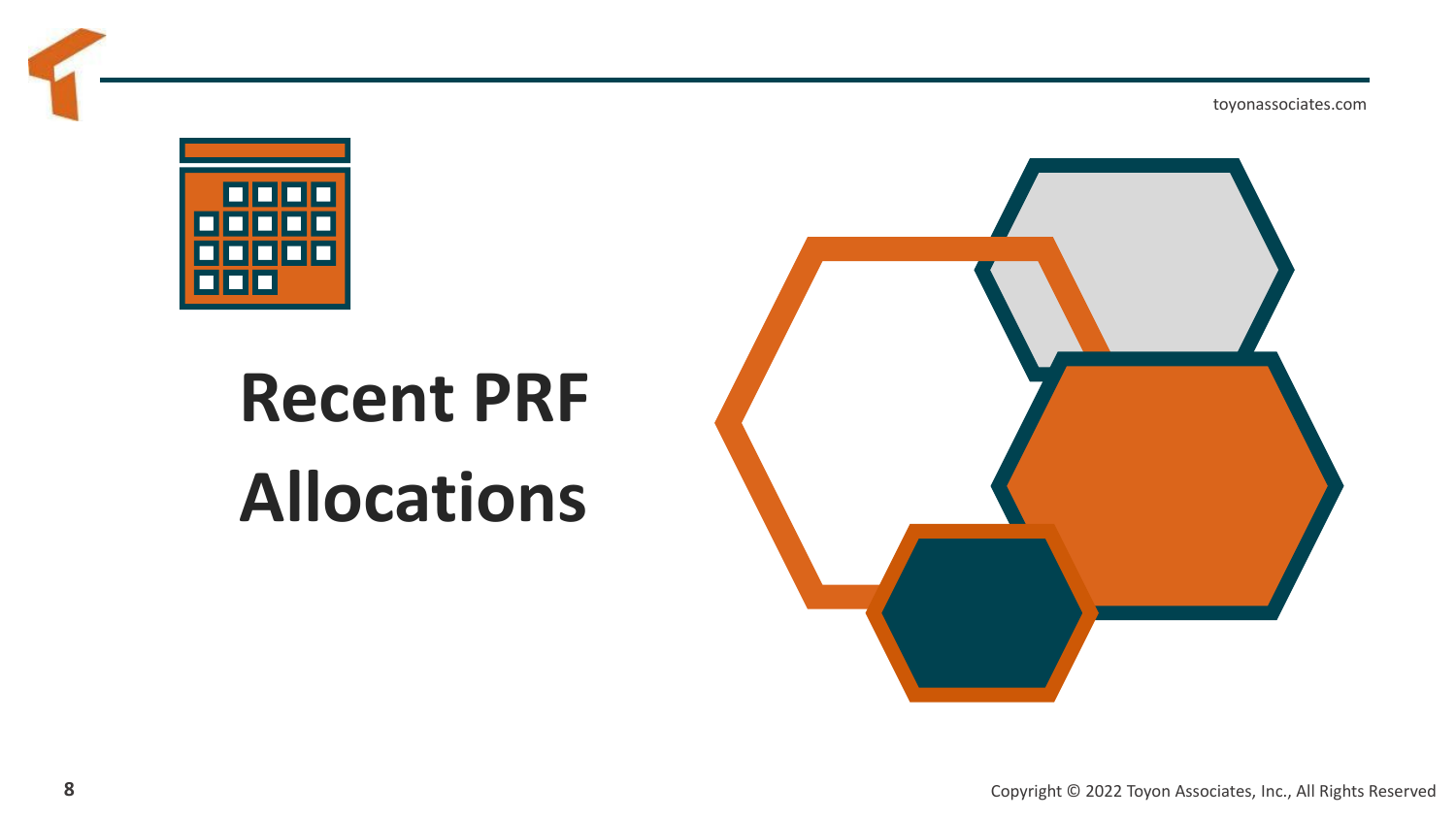# Recent PRF Allocations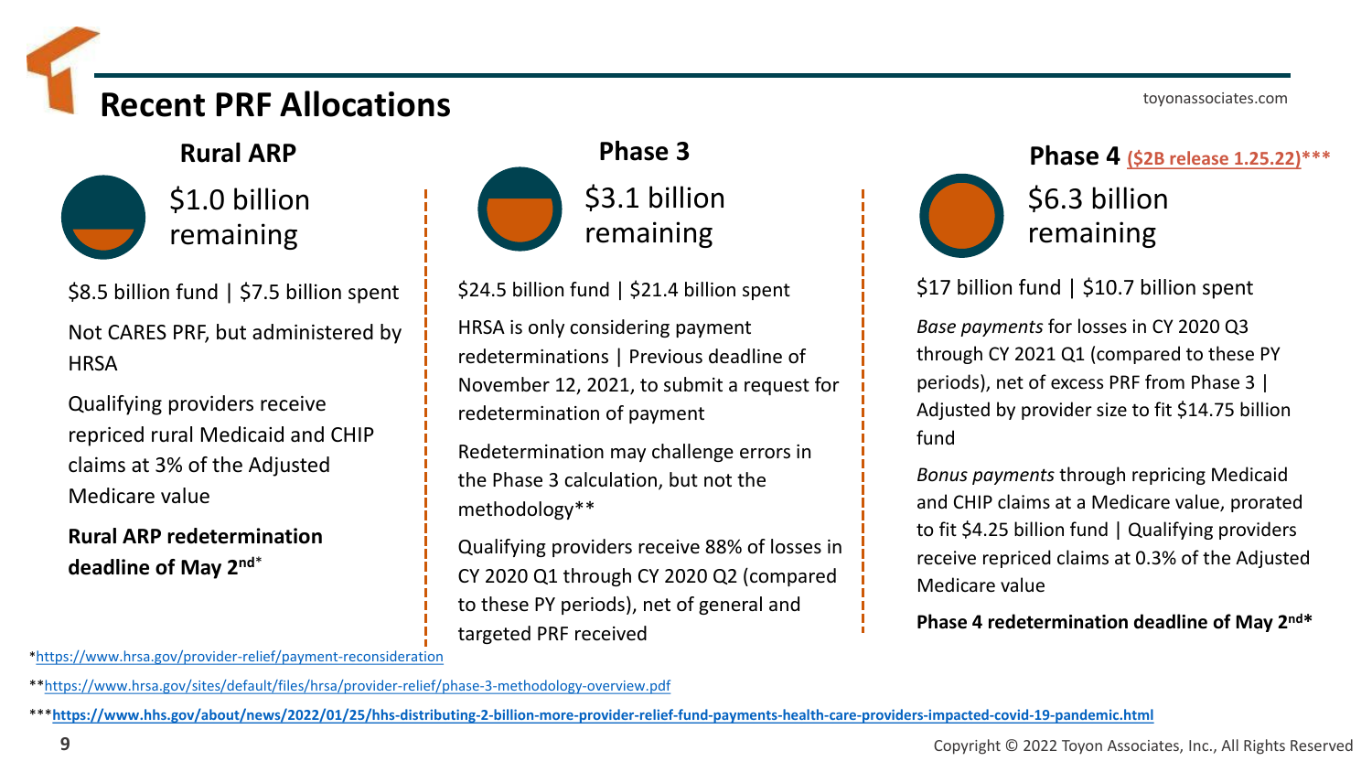# Recent PRF Allocations

## Rural ARP

$1.0 billion remaining

$8.5 billion fund | $7.5 billion spent

Not CARES PRF, but administered by HRSA

Qualifying providers receive repriced rural Medicaid and CHIP claims at 3% of the Adjusted Medicare value

**Rural ARP redetermination deadline of May 2nd***

## Phase 3

$3.1 billion remaining

$24.5 billion fund | $21.4 billion spent

HRSA is only considering payment redeterminations | Previous deadline of November 12, 2021, to submit a request for redetermination of payment

Redetermination may challenge errors in the Phase 3 calculation, but not the methodology**

Qualifying providers receive 88% of losses in CY 2020 Q1 through CY 2020 Q2 (compared to these PY periods), net of general and targeted PRF received

## Phase 4 ($2B release 1.25.22)***

$6.3 billion remaining

$17 billion fund | $10.7 billion spent

*Base payments* for losses in CY 2020 Q3 through CY 2021 Q1 (compared to these PY periods), net of excess PRF from Phase 3 | Adjusted by provider size to fit $14.75 billion fund

*Bonus payments* through repricing Medicaid and CHIP claims at a Medicare value, prorated to fit $4.25 billion fund | Qualifying providers receive repriced claims at 0.3% of the Adjusted Medicare value

**Phase 4 redetermination deadline of May 2nd***

*https://www.hrsa.gov/provider-relief/payment-reconsideration

**https://www.hrsa.gov/sites/default/files/hrsa/provider-relief/phase-3-methodology-overview.pdf

***https://www.hhs.gov/about/news/2022/01/25/hhs-distributing-2-billion-more-provider-relief-fund-payments-health-care-providers-impacted-covid-19-pandemic.html

Copyright © 2022 Toyon Associates, Inc., All Rights Reserved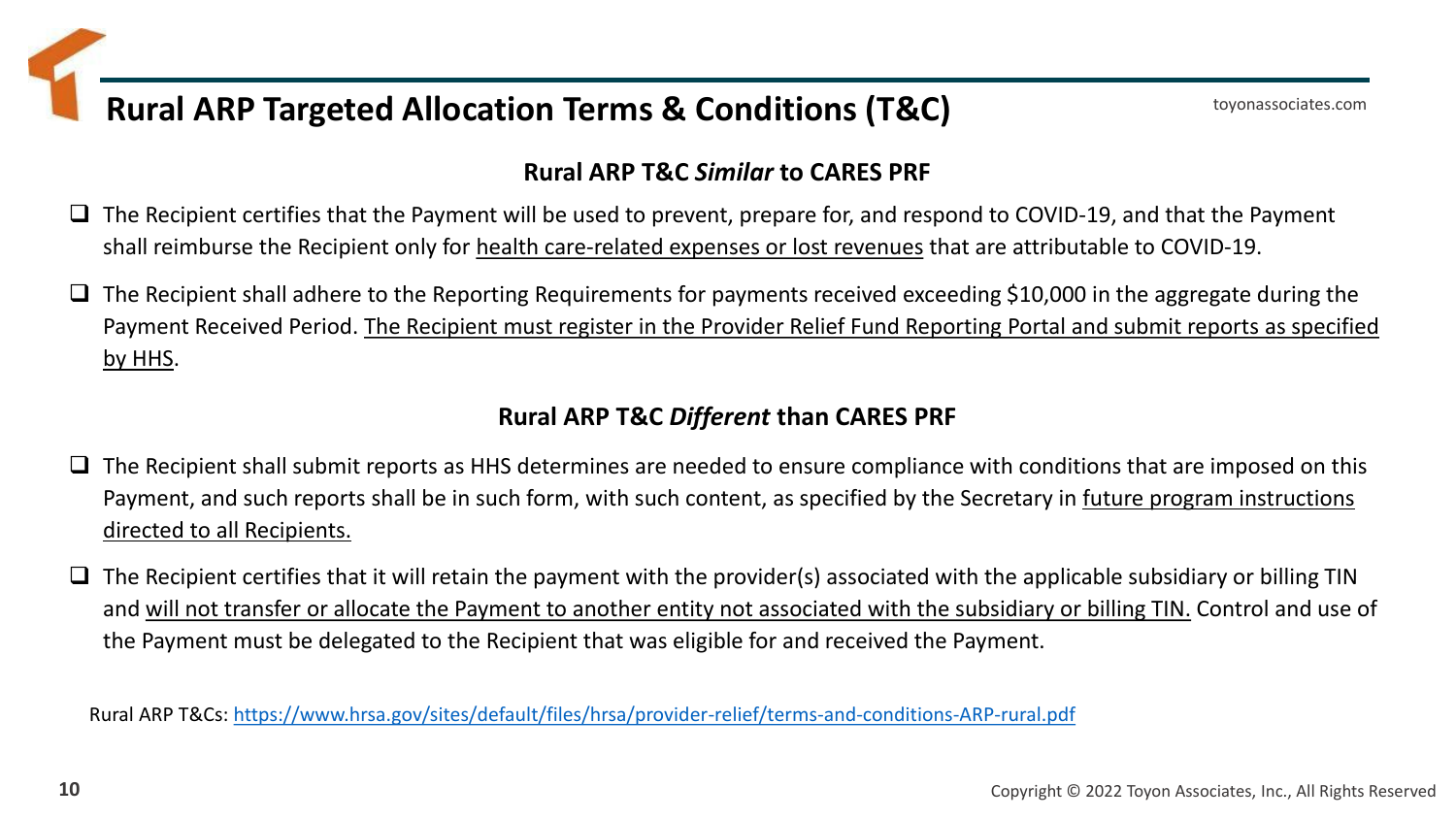# Rural ARP Targeted Allocation Terms & Conditions (T&C)

### Rural ARP T&C *Similar* to CARES PRF

- The Recipient certifies that the Payment will be used to prevent, prepare for, and respond to COVID-19, and that the Payment shall reimburse the Recipient only for health care-related expenses or lost revenues that are attributable to COVID-19.
- The Recipient shall adhere to the Reporting Requirements for payments received exceeding $10,000 in the aggregate during the Payment Received Period. The Recipient must register in the Provider Relief Fund Reporting Portal and submit reports as specified by HHS.

### Rural ARP T&C *Different* than CARES PRF

- The Recipient shall submit reports as HHS determines are needed to ensure compliance with conditions that are imposed on this Payment, and such reports shall be in such form, with such content, as specified by the Secretary in future program instructions directed to all Recipients.
- The Recipient certifies that it will retain the payment with the provider(s) associated with the applicable subsidiary or billing TIN and will not transfer or allocate the Payment to another entity not associated with the subsidiary or billing TIN. Control and use of the Payment must be delegated to the Recipient that was eligible for and received the Payment.

Rural ARP T&Cs: https://www.hrsa.gov/sites/default/files/hrsa/provider-relief/terms-and-conditions-ARP-rural.pdf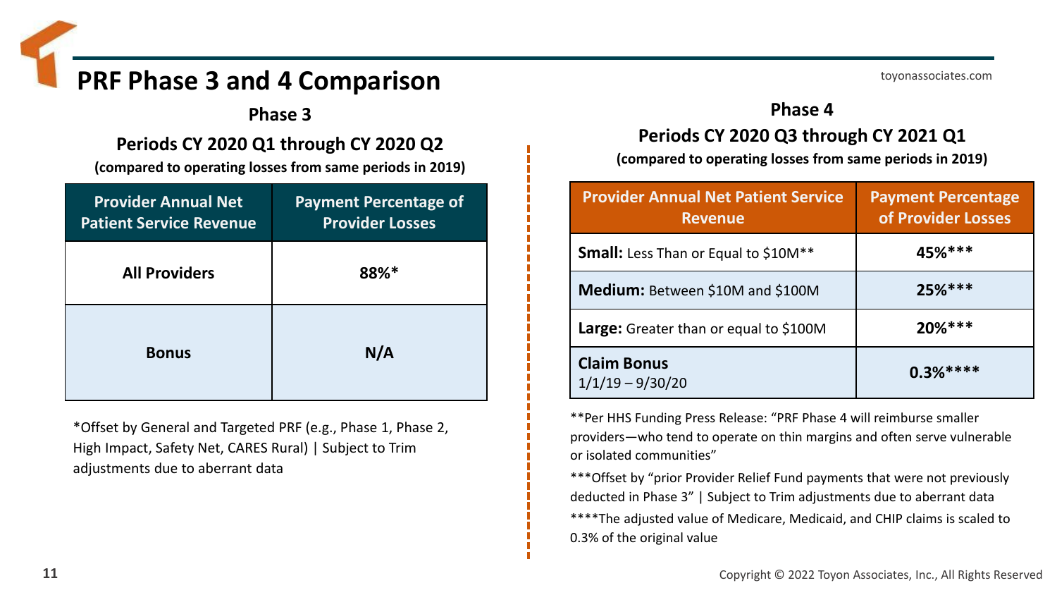# PRF Phase 3 and 4 Comparison

## Phase 3

### Periods CY 2020 Q1 through CY 2020 Q2

**(compared to operating losses from same periods in 2019)**

| Provider Annual Net Patient Service Revenue | Payment Percentage of Provider Losses |
|---|---|
| **All Providers** | **88%*** |
| **Bonus** | **N/A** |

*Offset by General and Targeted PRF (e.g., Phase 1, Phase 2, High Impact, Safety Net, CARES Rural) | Subject to Trim adjustments due to aberrant data

## Phase 4

### Periods CY 2020 Q3 through CY 2021 Q1

**(compared to operating losses from same periods in 2019)**

| Provider Annual Net Patient Service Revenue | Payment Percentage of Provider Losses |
|---|---|
| **Small:** Less Than or Equal to $10M** | **45%***** |
| **Medium:** Between $10M and $100M | **25%***** |
| **Large:** Greater than or equal to $100M | **20%***** |
| **Claim Bonus** 1/1/19 – 9/30/20 | **0.3%******* |

**Per HHS Funding Press Release: "PRF Phase 4 will reimburse smaller providers—who tend to operate on thin margins and often serve vulnerable or isolated communities"

***Offset by "prior Provider Relief Fund payments that were not previously deducted in Phase 3" | Subject to Trim adjustments due to aberrant data

****The adjusted value of Medicare, Medicaid, and CHIP claims is scaled to 0.3% of the original value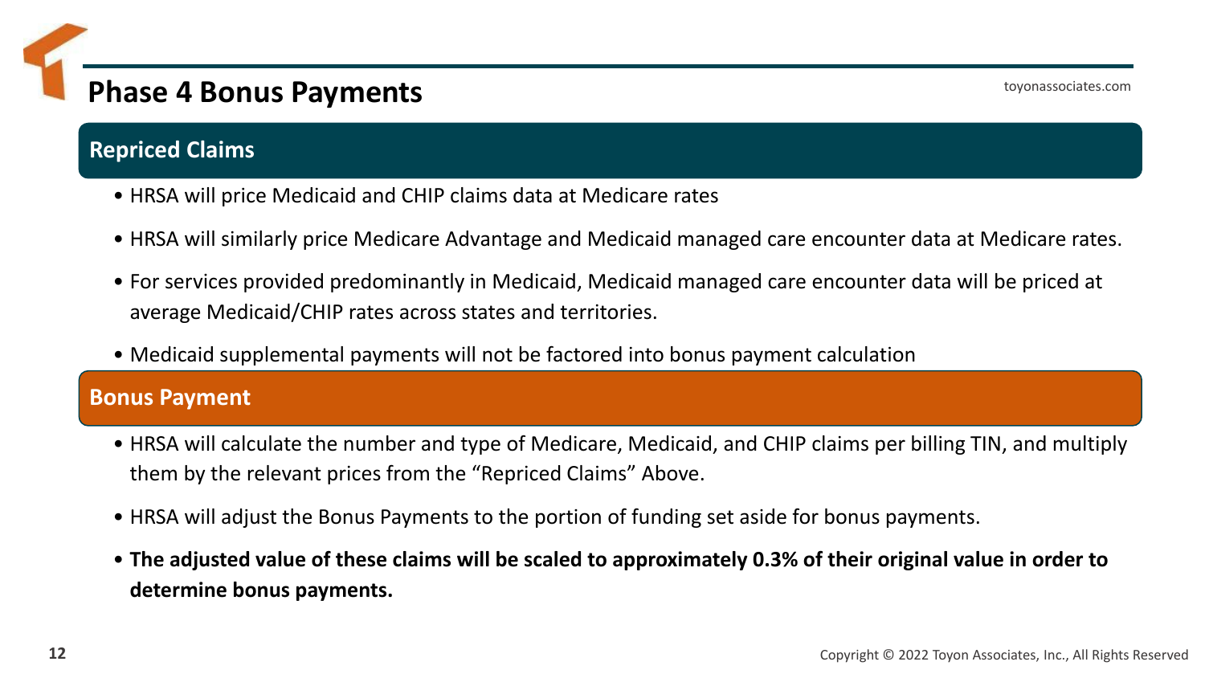# Phase 4 Bonus Payments

## Repriced Claims

- HRSA will price Medicaid and CHIP claims data at Medicare rates
- HRSA will similarly price Medicare Advantage and Medicaid managed care encounter data at Medicare rates.
- For services provided predominantly in Medicaid, Medicaid managed care encounter data will be priced at average Medicaid/CHIP rates across states and territories.
- Medicaid supplemental payments will not be factored into bonus payment calculation

## Bonus Payment

- HRSA will calculate the number and type of Medicare, Medicaid, and CHIP claims per billing TIN, and multiply them by the relevant prices from the "Repriced Claims" Above.
- HRSA will adjust the Bonus Payments to the portion of funding set aside for bonus payments.
- **The adjusted value of these claims will be scaled to approximately 0.3% of their original value in order to determine bonus payments.**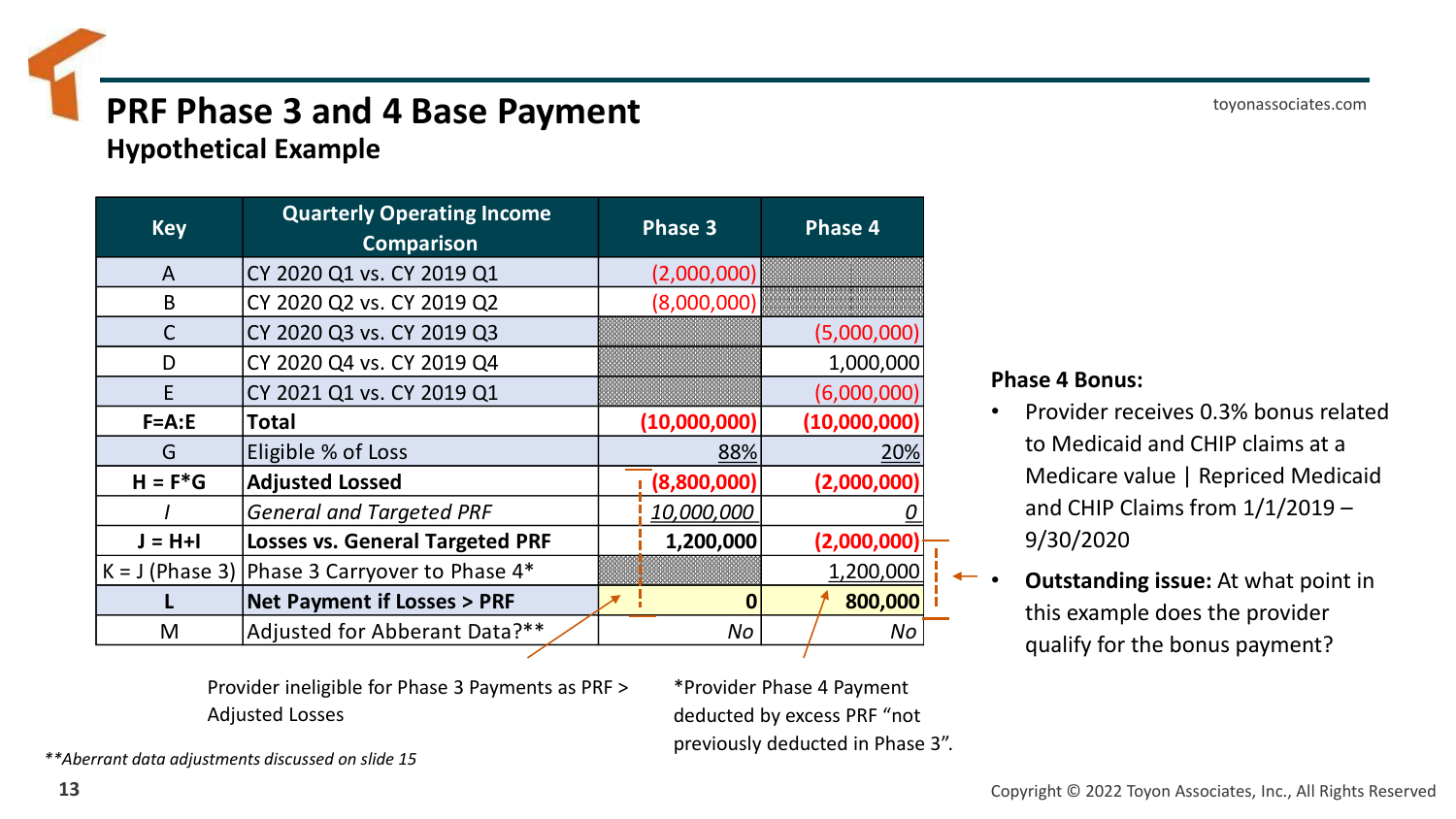# PRF Phase 3 and 4 Base Payment

## Hypothetical Example

| Key | Quarterly Operating Income Comparison | Phase 3 | Phase 4 |
|---|---|---|---|
| A | CY 2020 Q1 vs. CY 2019 Q1 | (2,000,000) | |
| B | CY 2020 Q2 vs. CY 2019 Q2 | (8,000,000) | |
| C | CY 2020 Q3 vs. CY 2019 Q3 | | (5,000,000) |
| D | CY 2020 Q4 vs. CY 2019 Q4 | | 1,000,000 |
| E | CY 2021 Q1 vs. CY 2019 Q1 | | (6,000,000) |
| **F=A:E** | **Total** | **(10,000,000)** | **(10,000,000)** |
| G | Eligible % of Loss | 88% | 20% |
| **H = F*G** | **Adjusted Lossed** | **(8,800,000)** | **(2,000,000)** |
| *I* | *General and Targeted PRF* | *10,000,000* | *0* |
| **J = H+I** | **Losses vs. General Targeted PRF** | **1,200,000** | **(2,000,000)** |
| K = J (Phase 3) | Phase 3 Carryover to Phase 4* | | 1,200,000 |
| **L** | **Net Payment if Losses > PRF** | **0** | **800,000** |
| M | Adjusted for Abberant Data?** | *No* | *No* |

Provider ineligible for Phase 3 Payments as PRF > Adjusted Losses

*Provider Phase 4 Payment deducted by excess PRF "not previously deducted in Phase 3".

***Aberrant data adjustments discussed on slide 15*

**Phase 4 Bonus:**

- Provider receives 0.3% bonus related to Medicaid and CHIP claims at a Medicare value | Repriced Medicaid and CHIP Claims from 1/1/2019 – 9/30/2020
- **Outstanding issue:** At what point in this example does the provider qualify for the bonus payment?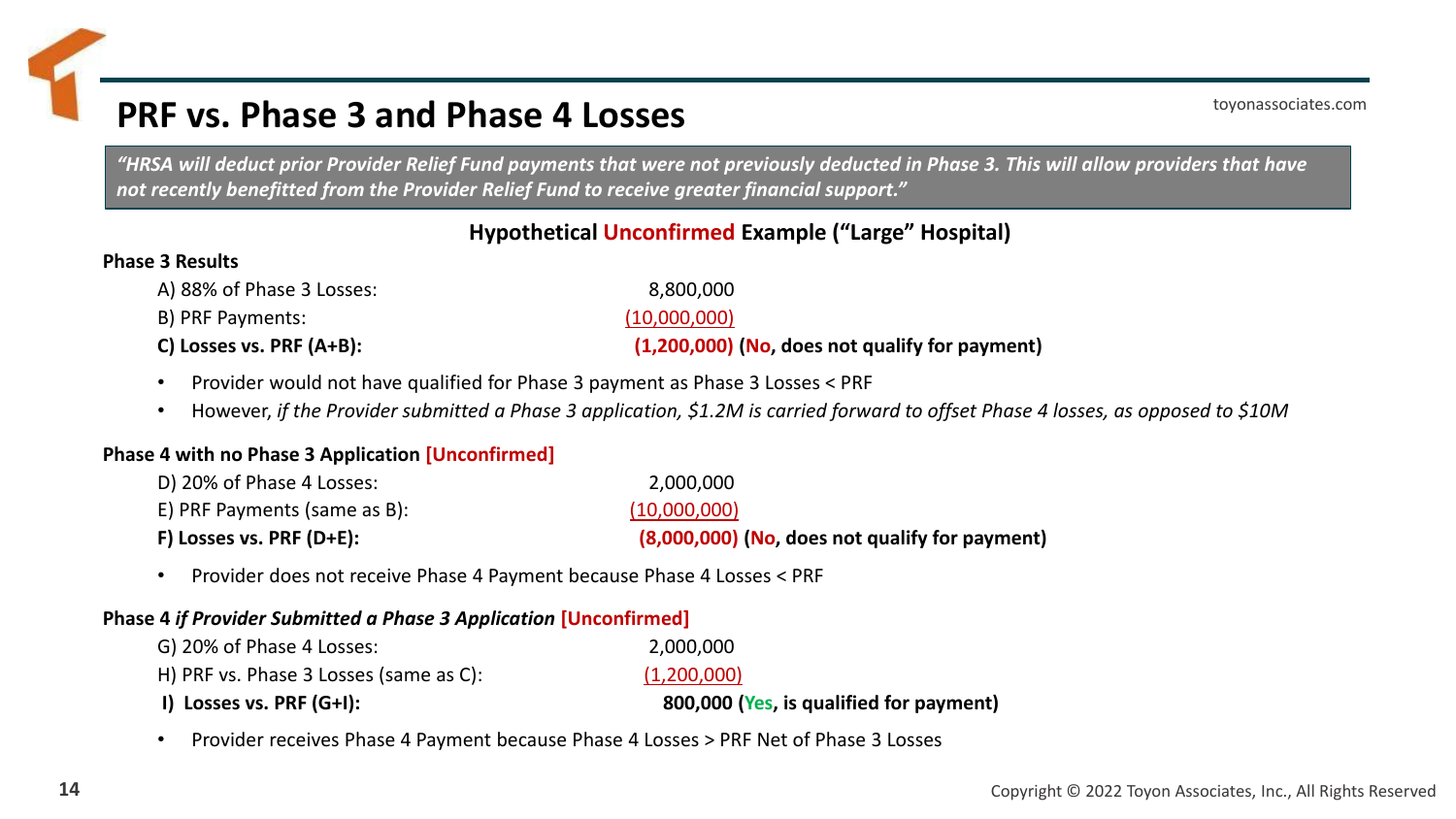# PRF vs. Phase 3 and Phase 4 Losses

*"HRSA will deduct prior Provider Relief Fund payments that were not previously deducted in Phase 3. This will allow providers that have not recently benefitted from the Provider Relief Fund to receive greater financial support."*

**Hypothetical Unconfirmed Example ("Large" Hospital)**

**Phase 3 Results**

| | | |
|---|---|---|
| A) 88% of Phase 3 Losses: | 8,800,000 | |
| B) PRF Payments: | (10,000,000) | |
| **C) Losses vs. PRF (A+B):** | **(1,200,000)** | **(No, does not qualify for payment)** |

- Provider would not have qualified for Phase 3 payment as Phase 3 Losses < PRF
- However, *if the Provider submitted a Phase 3 application, $1.2M is carried forward to offset Phase 4 losses, as opposed to $10M*

**Phase 4 with no Phase 3 Application [Unconfirmed]**

| | | |
|---|---|---|
| D) 20% of Phase 4 Losses: | 2,000,000 | |
| E) PRF Payments (same as B): | (10,000,000) | |
| **F) Losses vs. PRF (D+E):** | **(8,000,000)** | **(No, does not qualify for payment)** |

- Provider does not receive Phase 4 Payment because Phase 4 Losses < PRF

**Phase 4 *if Provider Submitted a Phase 3 Application* [Unconfirmed]**

| | | |
|---|---|---|
| G) 20% of Phase 4 Losses: | 2,000,000 | |
| H) PRF vs. Phase 3 Losses (same as C): | (1,200,000) | |
| **I) Losses vs. PRF (G+I):** | **800,000** | **(Yes, is qualified for payment)** |

- Provider receives Phase 4 Payment because Phase 4 Losses > PRF Net of Phase 3 Losses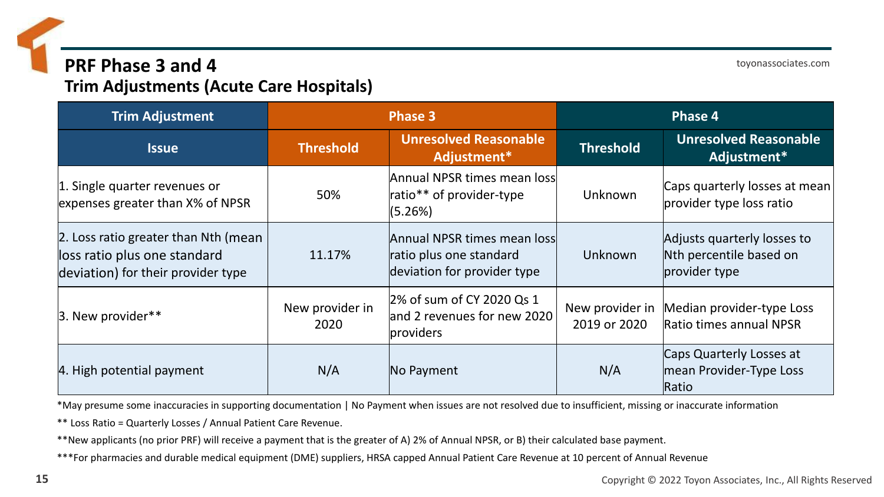## PRF Phase 3 and 4
### Trim Adjustments (Acute Care Hospitals)

| Trim Adjustment | Phase 3 | | Phase 4 | |
|---|---|---|---|---|
| **Issue** | **Threshold** | **Unresolved Reasonable Adjustment*** | **Threshold** | **Unresolved Reasonable Adjustment*** |
| 1. Single quarter revenues or expenses greater than X% of NPSR | 50% | Annual NPSR times mean loss ratio** of provider-type (5.26%) | Unknown | Caps quarterly losses at mean provider type loss ratio |
| 2. Loss ratio greater than Nth (mean loss ratio plus one standard deviation) for their provider type | 11.17% | Annual NPSR times mean loss ratio plus one standard deviation for provider type | Unknown | Adjusts quarterly losses to Nth percentile based on provider type |
| 3. New provider** | New provider in 2020 | 2% of sum of CY 2020 Qs 1 and 2 revenues for new 2020 providers | New provider in 2019 or 2020 | Median provider-type Loss Ratio times annual NPSR |
| 4. High potential payment | N/A | No Payment | N/A | Caps Quarterly Losses at mean Provider-Type Loss Ratio |

*May presume some inaccuracies in supporting documentation | No Payment when issues are not resolved due to insufficient, missing or inaccurate information

** Loss Ratio = Quarterly Losses / Annual Patient Care Revenue.

**New applicants (no prior PRF) will receive a payment that is the greater of A) 2% of Annual NPSR, or B) their calculated base payment.

***For pharmacies and durable medical equipment (DME) suppliers, HRSA capped Annual Patient Care Revenue at 10 percent of Annual Revenue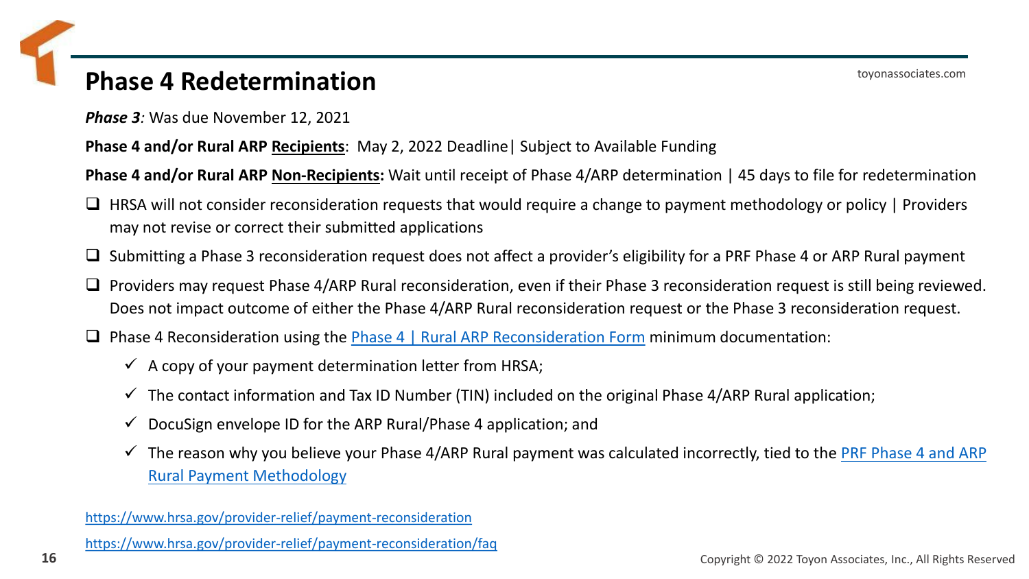# Phase 4 Redetermination

***Phase 3**:* Was due November 12, 2021

**Phase 4 and/or Rural ARP Recipients**: May 2, 2022 Deadline| Subject to Available Funding

**Phase 4 and/or Rural ARP Non-Recipients:** Wait until receipt of Phase 4/ARP determination | 45 days to file for redetermination

- HRSA will not consider reconsideration requests that would require a change to payment methodology or policy | Providers may not revise or correct their submitted applications
- Submitting a Phase 3 reconsideration request does not affect a provider's eligibility for a PRF Phase 4 or ARP Rural payment
- Providers may request Phase 4/ARP Rural reconsideration, even if their Phase 3 reconsideration request is still being reviewed. Does not impact outcome of either the Phase 4/ARP Rural reconsideration request or the Phase 3 reconsideration request.
- Phase 4 Reconsideration using the Phase 4 | Rural ARP Reconsideration Form minimum documentation:
  - ✓ A copy of your payment determination letter from HRSA;
  - ✓ The contact information and Tax ID Number (TIN) included on the original Phase 4/ARP Rural application;
  - ✓ DocuSign envelope ID for the ARP Rural/Phase 4 application; and
  - ✓ The reason why you believe your Phase 4/ARP Rural payment was calculated incorrectly, tied to the PRF Phase 4 and ARP Rural Payment Methodology

https://www.hrsa.gov/provider-relief/payment-reconsideration

https://www.hrsa.gov/provider-relief/payment-reconsideration/faq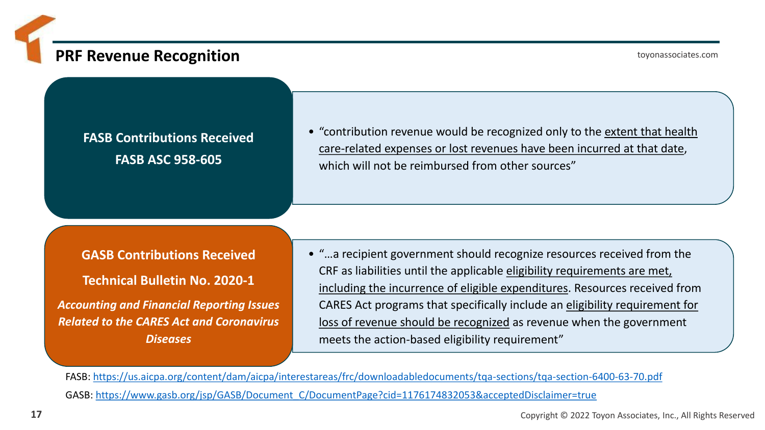## PRF Revenue Recognition

**FASB Contributions Received**

**FASB ASC 958-605**

- "contribution revenue would be recognized only to the extent that health care-related expenses or lost revenues have been incurred at that date, which will not be reimbursed from other sources"

**GASB Contributions Received**

**Technical Bulletin No. 2020-1**

***Accounting and Financial Reporting Issues Related to the CARES Act and Coronavirus Diseases***

- "…a recipient government should recognize resources received from the CRF as liabilities until the applicable eligibility requirements are met, including the incurrence of eligible expenditures. Resources received from CARES Act programs that specifically include an eligibility requirement for loss of revenue should be recognized as revenue when the government meets the action-based eligibility requirement"

FASB: https://us.aicpa.org/content/dam/aicpa/interestareas/frc/downloadabledocuments/tqa-sections/tqa-section-6400-63-70.pdf

GASB: https://www.gasb.org/jsp/GASB/Document_C/DocumentPage?cid=1176174832053&acceptedDisclaimer=true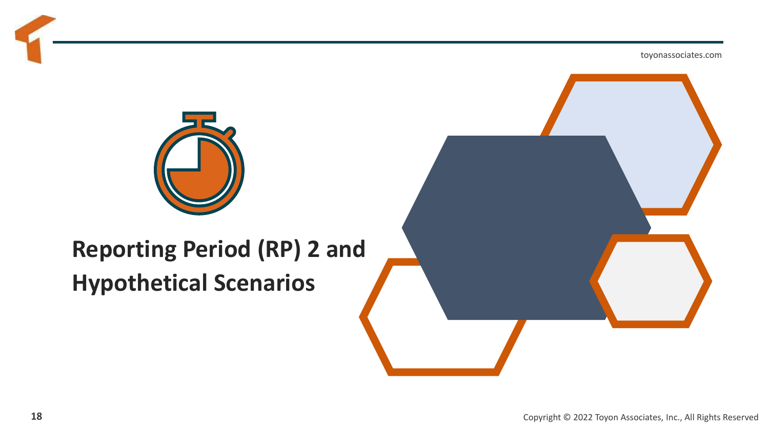# Reporting Period (RP) 2 and Hypothetical Scenarios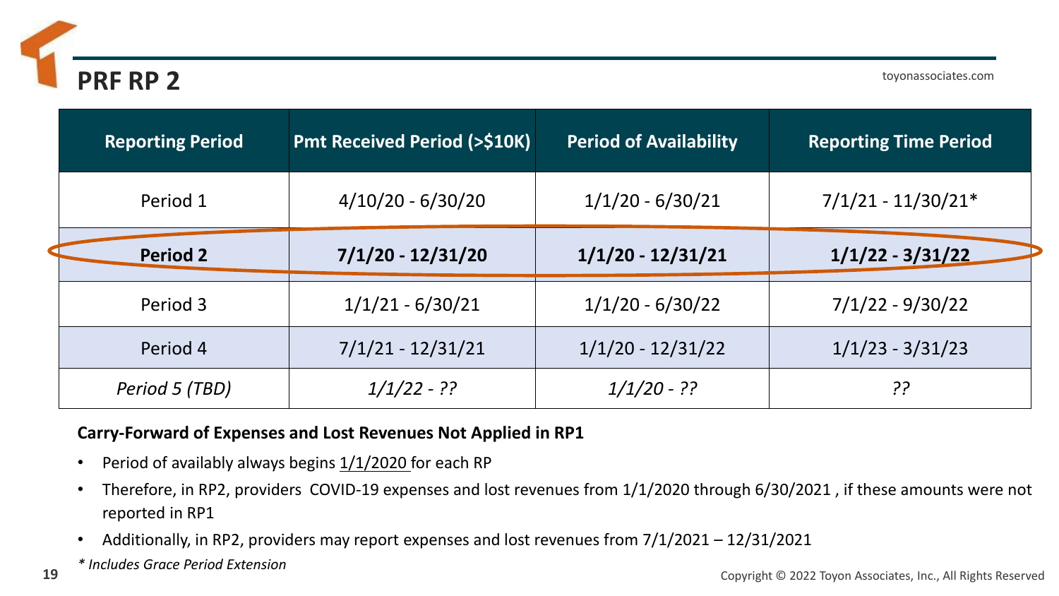# PRF RP 2

| Reporting Period | Pmt Received Period (>$10K) | Period of Availability | Reporting Time Period |
|---|---|---|---|
| Period 1 | 4/10/20 - 6/30/20 | 1/1/20 - 6/30/21 | 7/1/21 - 11/30/21* |
| **Period 2** | **7/1/20 - 12/31/20** | **1/1/20 - 12/31/21** | **1/1/22 - 3/31/22** |
| Period 3 | 1/1/21 - 6/30/21 | 1/1/20 - 6/30/22 | 7/1/22 - 9/30/22 |
| Period 4 | 7/1/21 - 12/31/21 | 1/1/20 - 12/31/22 | 1/1/23 - 3/31/23 |
| *Period 5 (TBD)* | *1/1/22 - ??* | *1/1/20 - ??* | *??* |

**Carry-Forward of Expenses and Lost Revenues Not Applied in RP1**

- Period of availably always begins 1/1/2020 for each RP
- Therefore, in RP2, providers COVID-19 expenses and lost revenues from 1/1/2020 through 6/30/2021 , if these amounts were not reported in RP1
- Additionally, in RP2, providers may report expenses and lost revenues from 7/1/2021 – 12/31/2021

*\* Includes Grace Period Extension*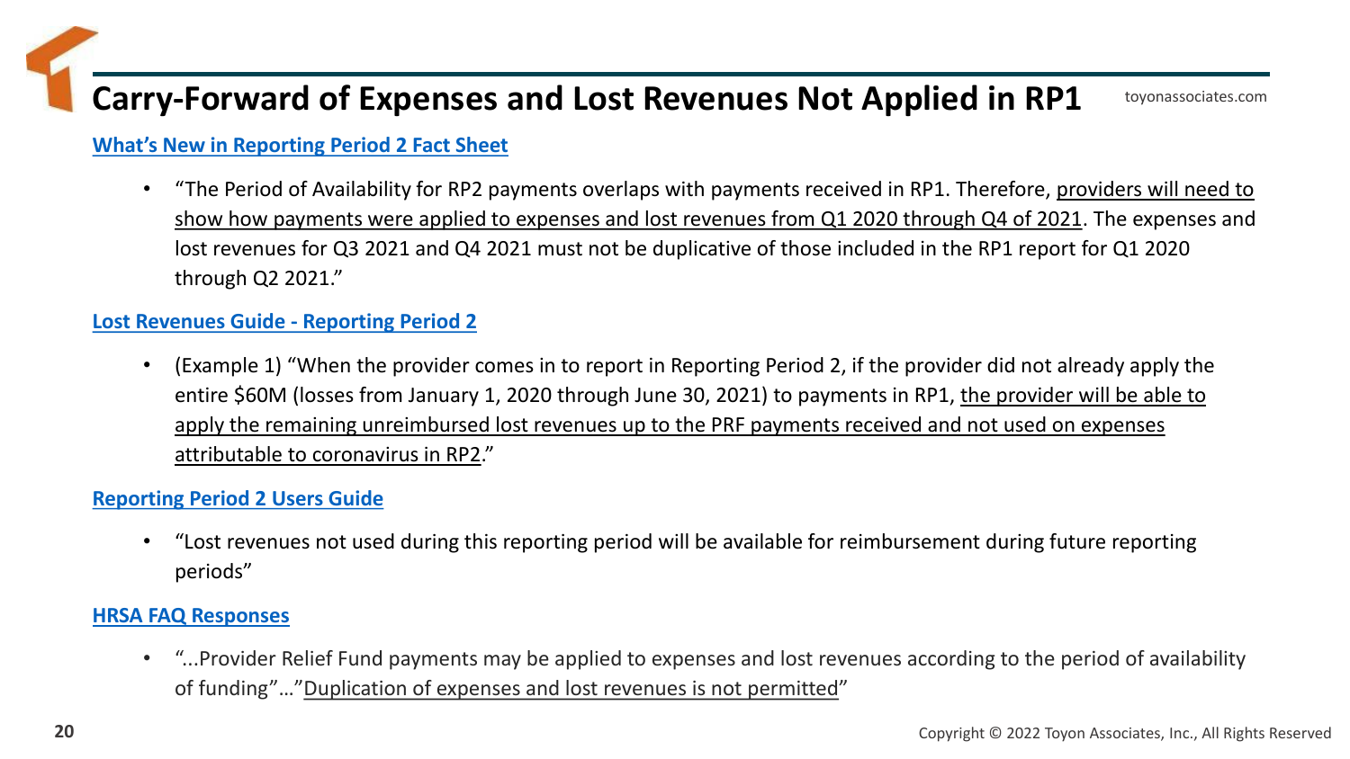# Carry-Forward of Expenses and Lost Revenues Not Applied in RP1

**What's New in Reporting Period 2 Fact Sheet**

- "The Period of Availability for RP2 payments overlaps with payments received in RP1. Therefore, providers will need to show how payments were applied to expenses and lost revenues from Q1 2020 through Q4 of 2021. The expenses and lost revenues for Q3 2021 and Q4 2021 must not be duplicative of those included in the RP1 report for Q1 2020 through Q2 2021."

**Lost Revenues Guide - Reporting Period 2**

- (Example 1) "When the provider comes in to report in Reporting Period 2, if the provider did not already apply the entire $60M (losses from January 1, 2020 through June 30, 2021) to payments in RP1, the provider will be able to apply the remaining unreimbursed lost revenues up to the PRF payments received and not used on expenses attributable to coronavirus in RP2."

**Reporting Period 2 Users Guide**

- "Lost revenues not used during this reporting period will be available for reimbursement during future reporting periods"

**HRSA FAQ Responses**

- "...Provider Relief Fund payments may be applied to expenses and lost revenues according to the period of availability of funding"…"Duplication of expenses and lost revenues is not permitted"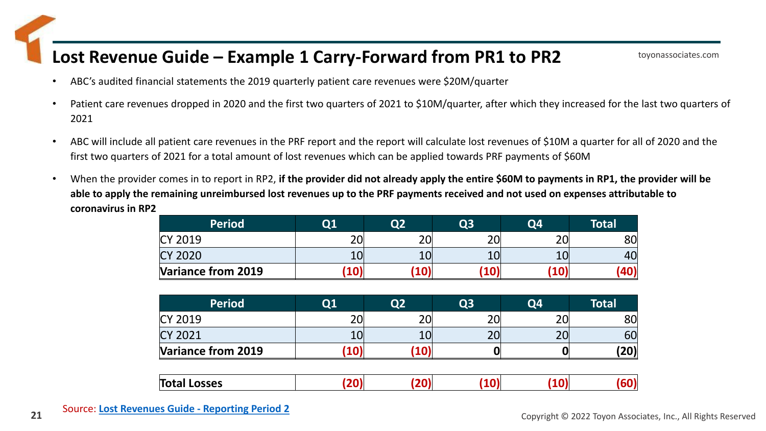# Lost Revenue Guide – Example 1 Carry-Forward from PR1 to PR2

- ABC's audited financial statements the 2019 quarterly patient care revenues were $20M/quarter
- Patient care revenues dropped in 2020 and the first two quarters of 2021 to $10M/quarter, after which they increased for the last two quarters of 2021
- ABC will include all patient care revenues in the PRF report and the report will calculate lost revenues of $10M a quarter for all of 2020 and the first two quarters of 2021 for a total amount of lost revenues which can be applied towards PRF payments of $60M
- When the provider comes in to report in RP2, **if the provider did not already apply the entire $60M to payments in RP1, the provider will be able to apply the remaining unreimbursed lost revenues up to the PRF payments received and not used on expenses attributable to coronavirus in RP2**

| Period | Q1 | Q2 | Q3 | Q4 | Total |
|---|---|---|---|---|---|
| CY 2019 | 20 | 20 | 20 | 20 | 80 |
| CY 2020 | 10 | 10 | 10 | 10 | 40 |
| **Variance from 2019** | **(10)** | **(10)** | **(10)** | **(10)** | **(40)** |

| Period | Q1 | Q2 | Q3 | Q4 | Total |
|---|---|---|---|---|---|
| CY 2019 | 20 | 20 | 20 | 20 | 80 |
| CY 2021 | 10 | 10 | 20 | 20 | 60 |
| **Variance from 2019** | **(10)** | **(10)** | **0** | **0** | **(20)** |

| | | | | | |
|---|---|---|---|---|---|
| **Total Losses** | **(20)** | **(20)** | **(10)** | **(10)** | **(60)** |

Source: [Lost Revenues Guide - Reporting Period 2]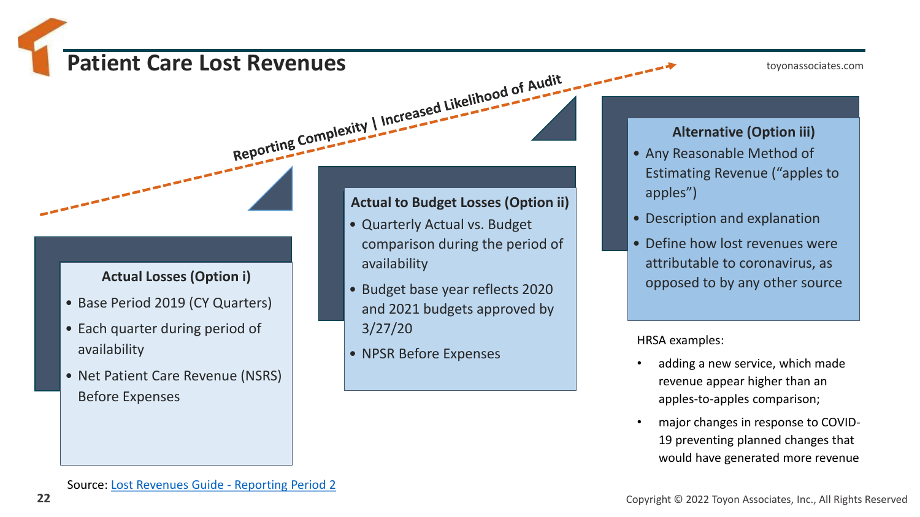# Patient Care Lost Revenues

toyonassociates.com

Reporting Complexity | Increased Likelihood of Audit

### Actual Losses (Option i)

- Base Period 2019 (CY Quarters)
- Each quarter during period of availability
- Net Patient Care Revenue (NSRS) Before Expenses

### Actual to Budget Losses (Option ii)

- Quarterly Actual vs. Budget comparison during the period of availability
- Budget base year reflects 2020 and 2021 budgets approved by 3/27/20
- NPSR Before Expenses

### Alternative (Option iii)

- Any Reasonable Method of Estimating Revenue ("apples to apples")
- Description and explanation
- Define how lost revenues were attributable to coronavirus, as opposed to by any other source

HRSA examples:

- adding a new service, which made revenue appear higher than an apples-to-apples comparison;
- major changes in response to COVID-19 preventing planned changes that would have generated more revenue

Source: [Lost Revenues Guide - Reporting Period 2]

Copyright © 2022 Toyon Associates, Inc., All Rights Reserved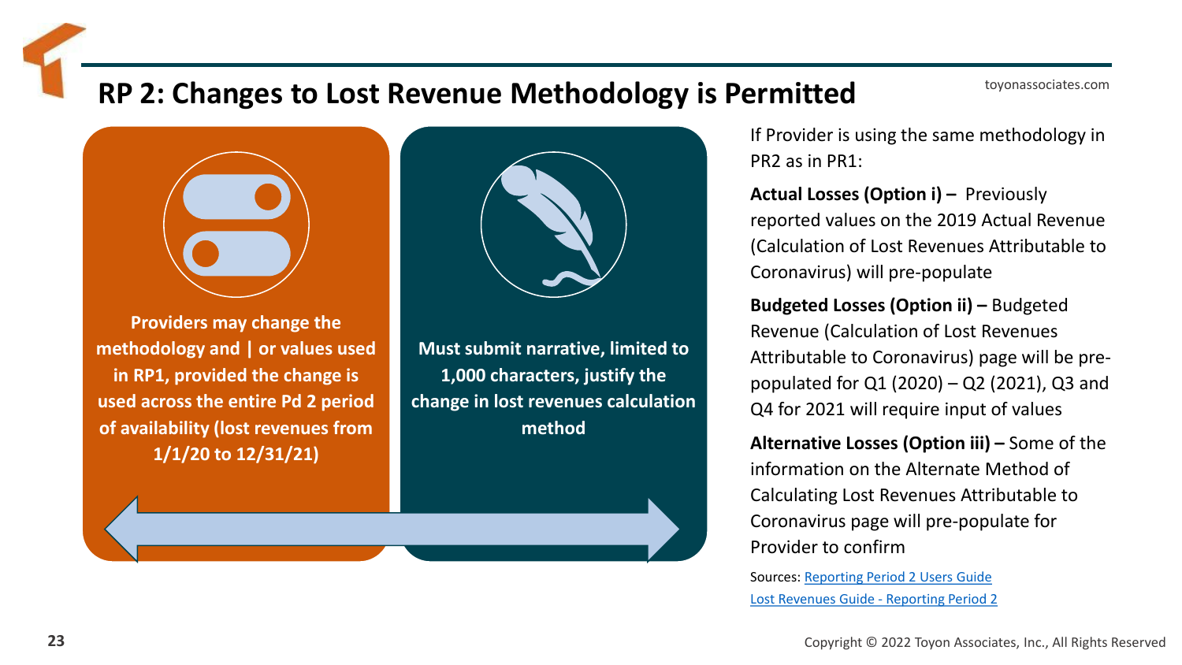# RP 2: Changes to Lost Revenue Methodology is Permitted

**Providers may change the methodology and | or values used in RP1, provided the change is used across the entire Pd 2 period of availability (lost revenues from 1/1/20 to 12/31/21)**

**Must submit narrative, limited to 1,000 characters, justify the change in lost revenues calculation method**

If Provider is using the same methodology in PR2 as in PR1:

**Actual Losses (Option i) –** Previously reported values on the 2019 Actual Revenue (Calculation of Lost Revenues Attributable to Coronavirus) will pre-populate

**Budgeted Losses (Option ii) –** Budgeted Revenue (Calculation of Lost Revenues Attributable to Coronavirus) page will be pre-populated for Q1 (2020) – Q2 (2021), Q3 and Q4 for 2021 will require input of values

**Alternative Losses (Option iii) –** Some of the information on the Alternate Method of Calculating Lost Revenues Attributable to Coronavirus page will pre-populate for Provider to confirm

Sources: [Reporting Period 2 Users Guide]
[Lost Revenues Guide - Reporting Period 2]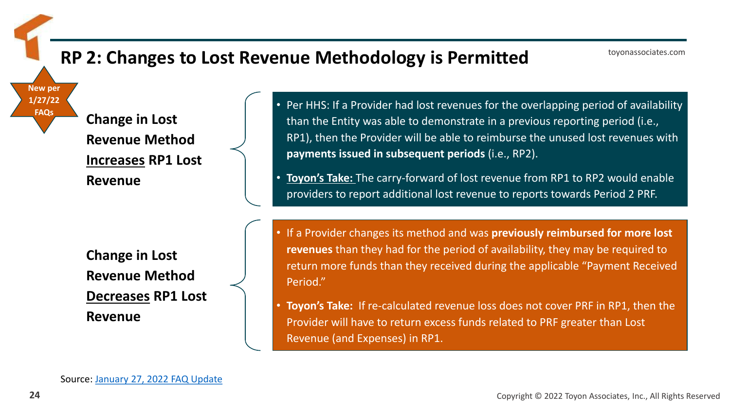# RP 2: Changes to Lost Revenue Methodology is Permitted

**New per 1/27/22 FAQs**

### Change in Lost Revenue Method <u>Increases</u> RP1 Lost Revenue

- Per HHS: If a Provider had lost revenues for the overlapping period of availability than the Entity was able to demonstrate in a previous reporting period (i.e., RP1), then the Provider will be able to reimburse the unused lost revenues with **payments issued in subsequent periods** (i.e., RP2).
- **<u>Toyon's Take:</u>** The carry-forward of lost revenue from RP1 to RP2 would enable providers to report additional lost revenue to reports towards Period 2 PRF.

### Change in Lost Revenue Method <u>Decreases</u> RP1 Lost Revenue

- If a Provider changes its method and was **previously reimbursed for more lost revenues** than they had for the period of availability, they may be required to return more funds than they received during the applicable "Payment Received Period."
- **Toyon's Take:** If re-calculated revenue loss does not cover PRF in RP1, then the Provider will have to return excess funds related to PRF greater than Lost Revenue (and Expenses) in RP1.

Source: [January 27, 2022 FAQ Update]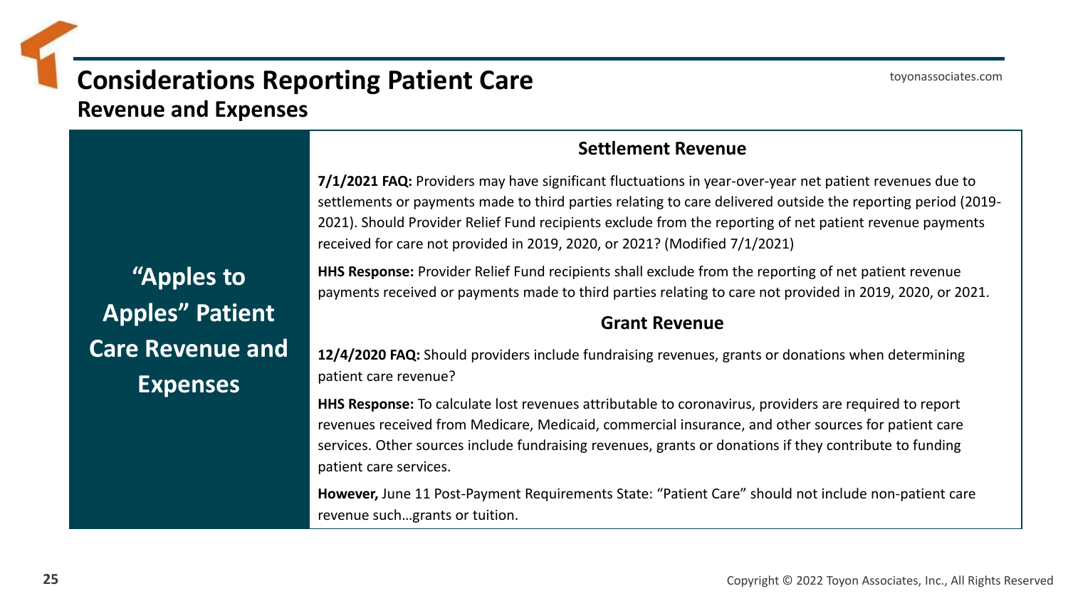# Considerations Reporting Patient Care

## Revenue and Expenses

**"Apples to Apples" Patient Care Revenue and Expenses**

### Settlement Revenue

**7/1/2021 FAQ:** Providers may have significant fluctuations in year-over-year net patient revenues due to settlements or payments made to third parties relating to care delivered outside the reporting period (2019-2021). Should Provider Relief Fund recipients exclude from the reporting of net patient revenue payments received for care not provided in 2019, 2020, or 2021? (Modified 7/1/2021)

**HHS Response:** Provider Relief Fund recipients shall exclude from the reporting of net patient revenue payments received or payments made to third parties relating to care not provided in 2019, 2020, or 2021.

### Grant Revenue

**12/4/2020 FAQ:** Should providers include fundraising revenues, grants or donations when determining patient care revenue?

**HHS Response:** To calculate lost revenues attributable to coronavirus, providers are required to report revenues received from Medicare, Medicaid, commercial insurance, and other sources for patient care services. Other sources include fundraising revenues, grants or donations if they contribute to funding patient care services.

**However,** June 11 Post-Payment Requirements State: "Patient Care" should not include non-patient care revenue such…grants or tuition.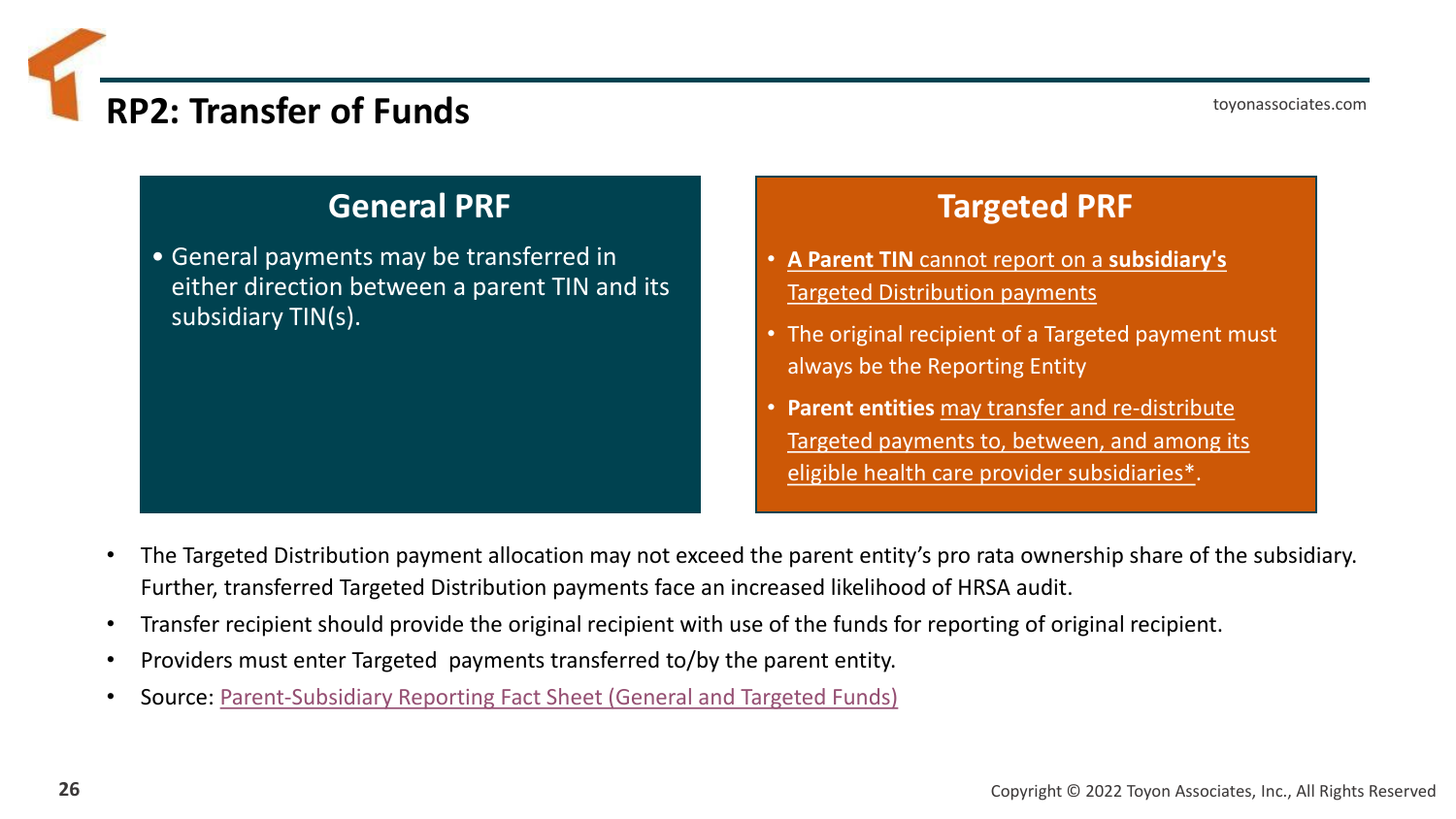# RP2: Transfer of Funds

## General PRF

- General payments may be transferred in either direction between a parent TIN and its subsidiary TIN(s).

## Targeted PRF

- **A Parent TIN** cannot report on a **subsidiary's** Targeted Distribution payments
- The original recipient of a Targeted payment must always be the Reporting Entity
- **Parent entities** may transfer and re-distribute Targeted payments to, between, and among its eligible health care provider subsidiaries*.

---

- The Targeted Distribution payment allocation may not exceed the parent entity's pro rata ownership share of the subsidiary. Further, transferred Targeted Distribution payments face an increased likelihood of HRSA audit.
- Transfer recipient should provide the original recipient with use of the funds for reporting of original recipient.
- Providers must enter Targeted payments transferred to/by the parent entity.
- Source: Parent-Subsidiary Reporting Fact Sheet (General and Targeted Funds)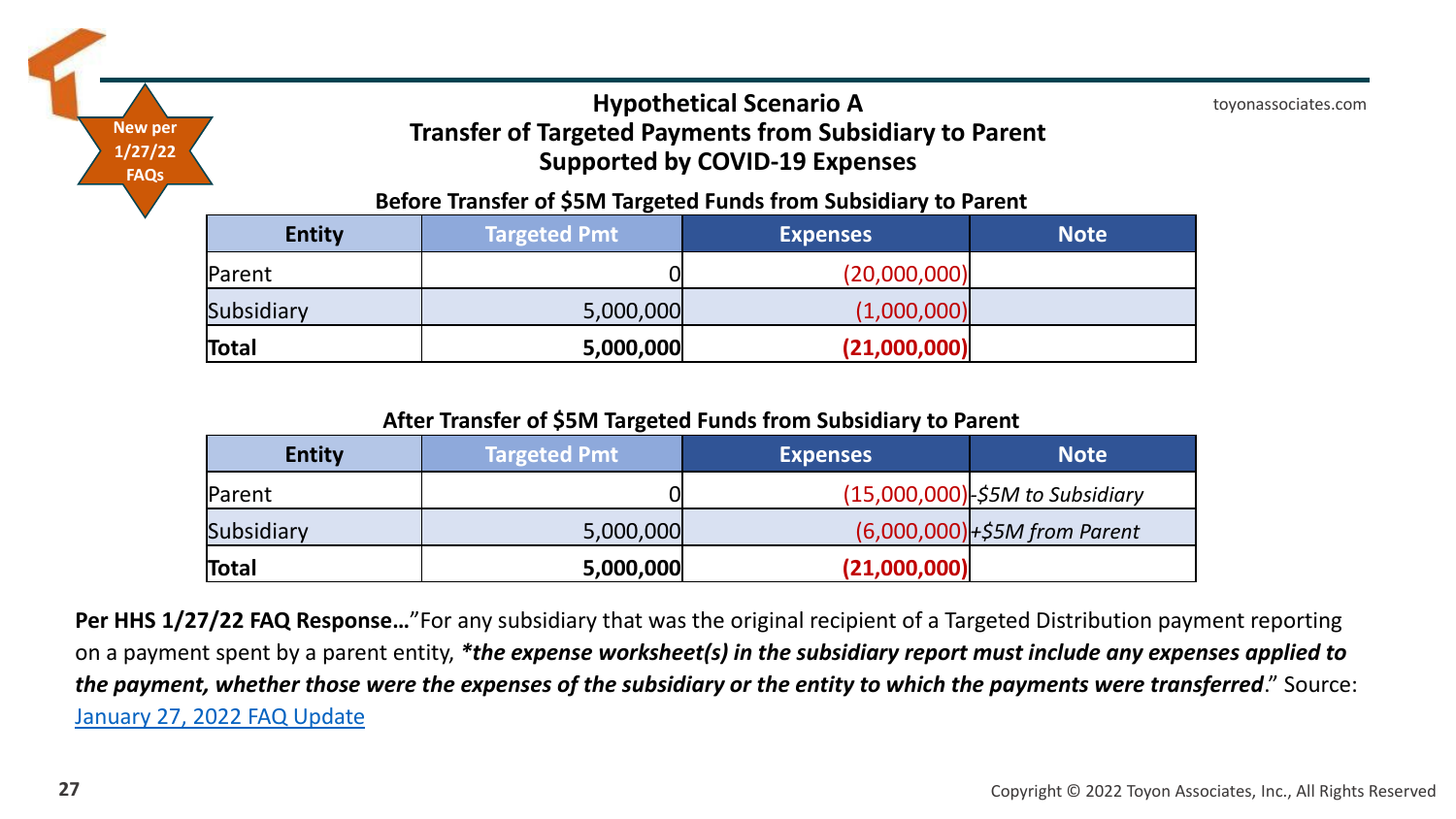New per 1/27/22 FAQs

toyonassociates.com

# Hypothetical Scenario A
# Transfer of Targeted Payments from Subsidiary to Parent Supported by COVID-19 Expenses

**Before Transfer of $5M Targeted Funds from Subsidiary to Parent**

| Entity | Targeted Pmt | Expenses | Note |
|---|---|---|---|
| Parent | 0 | (20,000,000) | |
| Subsidiary | 5,000,000 | (1,000,000) | |
| **Total** | **5,000,000** | **(21,000,000)** | |

**After Transfer of $5M Targeted Funds from Subsidiary to Parent**

| Entity | Targeted Pmt | Expenses | Note |
|---|---|---|---|
| Parent | 0 | (15,000,000) | *-$5M to Subsidiary* |
| Subsidiary | 5,000,000 | (6,000,000) | *+$5M from Parent* |
| **Total** | **5,000,000** | **(21,000,000)** | |

**Per HHS 1/27/22 FAQ Response…**"For any subsidiary that was the original recipient of a Targeted Distribution payment reporting on a payment spent by a parent entity, ***the expense worksheet(s) in the subsidiary report must include any expenses applied to the payment, whether those were the expenses of the subsidiary or the entity to which the payments were transferred***." Source: [January 27, 2022 FAQ Update]

Copyright © 2022 Toyon Associates, Inc., All Rights Reserved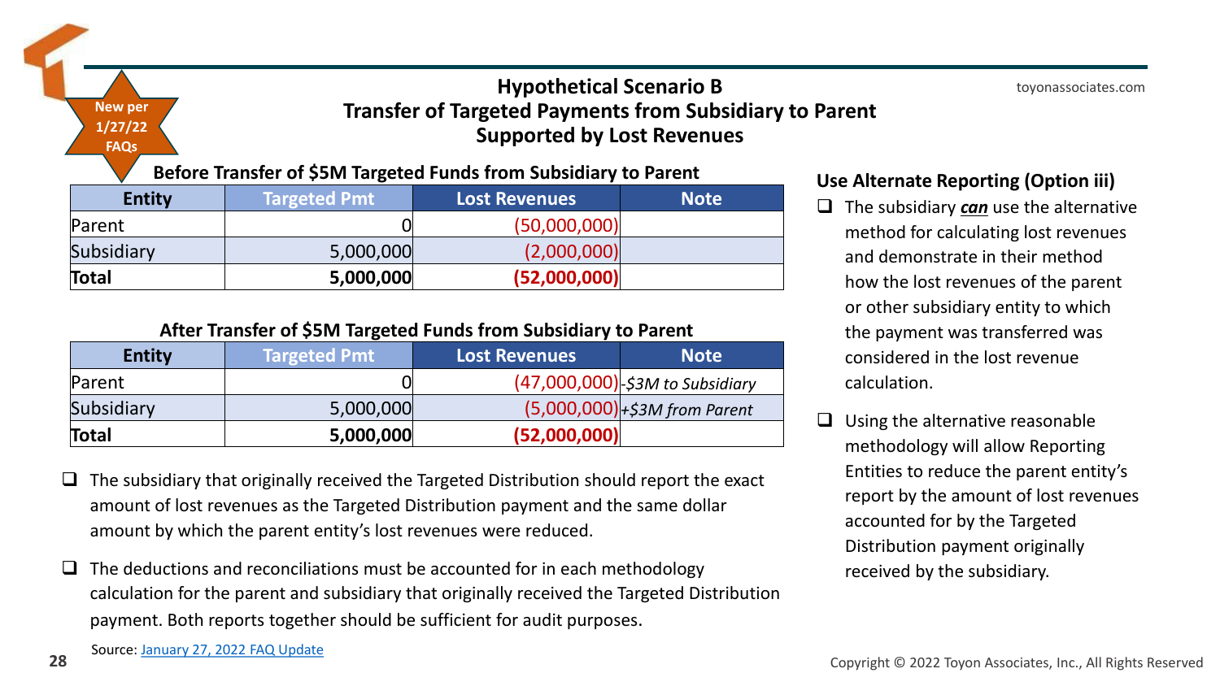New per 1/27/22 FAQs

# Hypothetical Scenario B
## Transfer of Targeted Payments from Subsidiary to Parent Supported by Lost Revenues

**Before Transfer of $5M Targeted Funds from Subsidiary to Parent**

| Entity | Targeted Pmt | Lost Revenues | Note |
|---|---|---|---|
| Parent | 0 | (50,000,000) | |
| Subsidiary | 5,000,000 | (2,000,000) | |
| **Total** | **5,000,000** | **(52,000,000)** | |

**After Transfer of $5M Targeted Funds from Subsidiary to Parent**

| Entity | Targeted Pmt | Lost Revenues | Note |
|---|---|---|---|
| Parent | 0 | (47,000,000) | *-$3M to Subsidiary* |
| Subsidiary | 5,000,000 | (5,000,000) | *+$3M from Parent* |
| **Total** | **5,000,000** | **(52,000,000)** | |

- The subsidiary that originally received the Targeted Distribution should report the exact amount of lost revenues as the Targeted Distribution payment and the same dollar amount by which the parent entity's lost revenues were reduced.
- The deductions and reconciliations must be accounted for in each methodology calculation for the parent and subsidiary that originally received the Targeted Distribution payment. Both reports together should be sufficient for audit purposes.

Source: January 27, 2022 FAQ Update

### Use Alternate Reporting (Option iii)

- The subsidiary ***can*** use the alternative method for calculating lost revenues and demonstrate in their method how the lost revenues of the parent or other subsidiary entity to which the payment was transferred was considered in the lost revenue calculation.
- Using the alternative reasonable methodology will allow Reporting Entities to reduce the parent entity's report by the amount of lost revenues accounted for by the Targeted Distribution payment originally received by the subsidiary.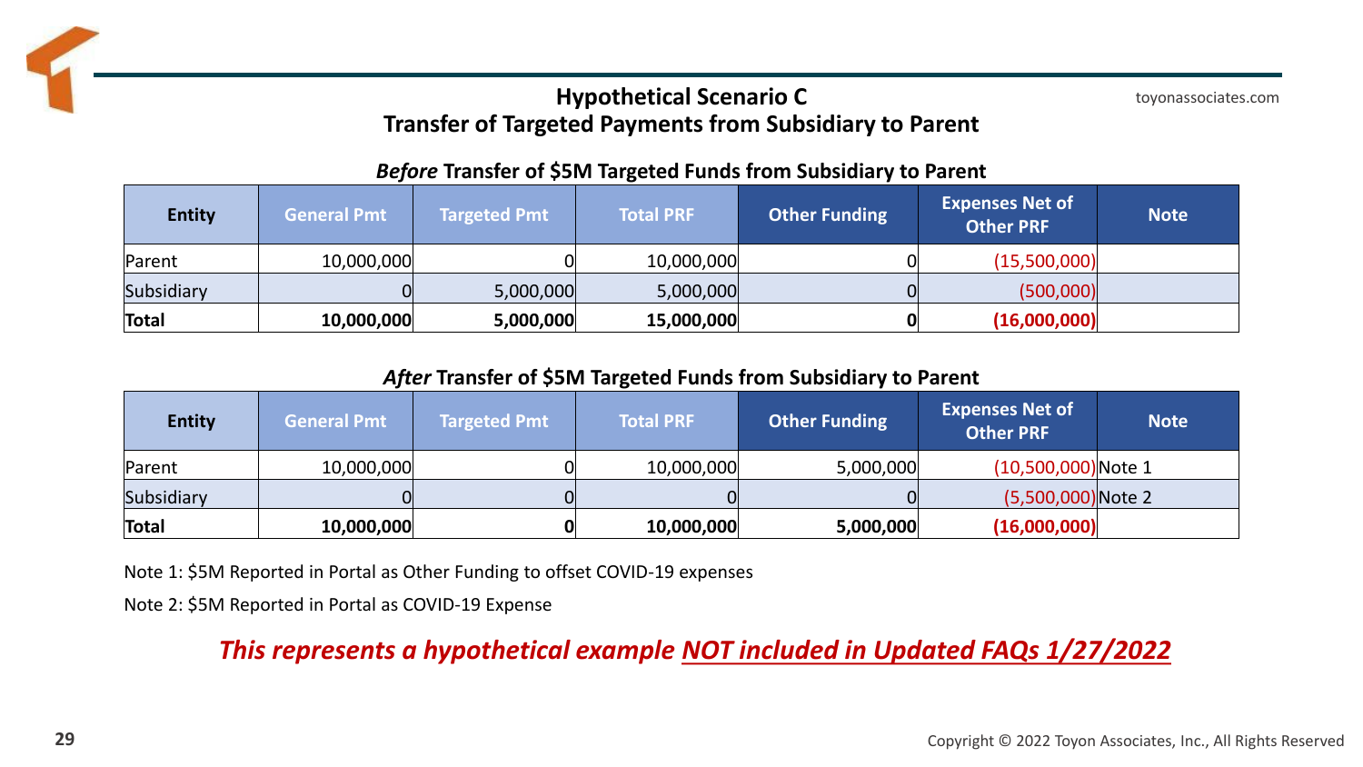## Hypothetical Scenario C
## Transfer of Targeted Payments from Subsidiary to Parent

### *Before* Transfer of $5M Targeted Funds from Subsidiary to Parent

| Entity | General Pmt | Targeted Pmt | Total PRF | Other Funding | Expenses Net of Other PRF | Note |
|---|---|---|---|---|---|---|
| Parent | 10,000,000 | 0 | 10,000,000 | 0 | (15,500,000) | |
| Subsidiary | 0 | 5,000,000 | 5,000,000 | 0 | (500,000) | |
| **Total** | **10,000,000** | **5,000,000** | **15,000,000** | **0** | **(16,000,000)** | |

### *After* Transfer of $5M Targeted Funds from Subsidiary to Parent

| Entity | General Pmt | Targeted Pmt | Total PRF | Other Funding | Expenses Net of Other PRF | Note |
|---|---|---|---|---|---|---|
| Parent | 10,000,000 | 0 | 10,000,000 | 5,000,000 | (10,500,000) | Note 1 |
| Subsidiary | 0 | 0 | 0 | 0 | (5,500,000) | Note 2 |
| **Total** | **10,000,000** | **0** | **10,000,000** | **5,000,000** | **(16,000,000)** | |

Note 1: $5M Reported in Portal as Other Funding to offset COVID-19 expenses

Note 2: $5M Reported in Portal as COVID-19 Expense

***This represents a hypothetical example NOT included in Updated FAQs 1/27/2022***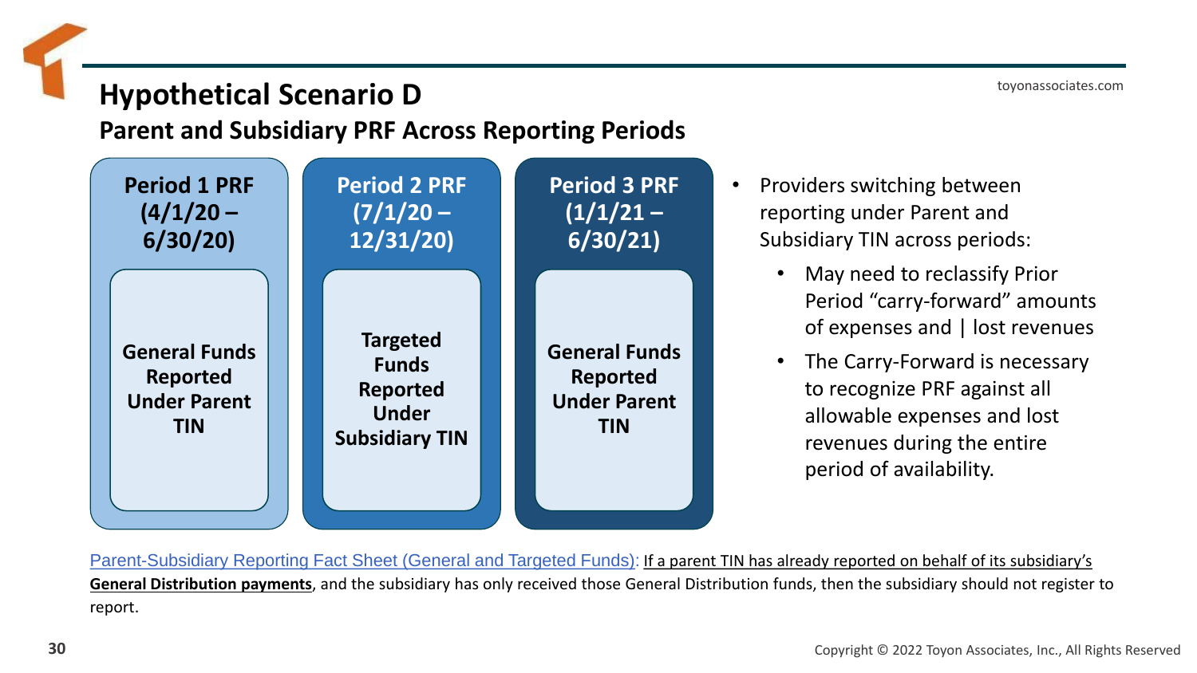# Hypothetical Scenario D

## Parent and Subsidiary PRF Across Reporting Periods

| Period 1 PRF (4/1/20 – 6/30/20) | Period 2 PRF (7/1/20 – 12/31/20) | Period 3 PRF (1/1/21 – 6/30/21) |
| --- | --- | --- |
| General Funds Reported Under Parent TIN | Targeted Funds Reported Under Subsidiary TIN | General Funds Reported Under Parent TIN |

- Providers switching between reporting under Parent and Subsidiary TIN across periods:
  - May need to reclassify Prior Period "carry-forward" amounts of expenses and | lost revenues
  - The Carry-Forward is necessary to recognize PRF against all allowable expenses and lost revenues during the entire period of availability.

Parent-Subsidiary Reporting Fact Sheet (General and Targeted Funds): If a parent TIN has already reported on behalf of its subsidiary's **General Distribution payments**, and the subsidiary has only received those General Distribution funds, then the subsidiary should not register to report.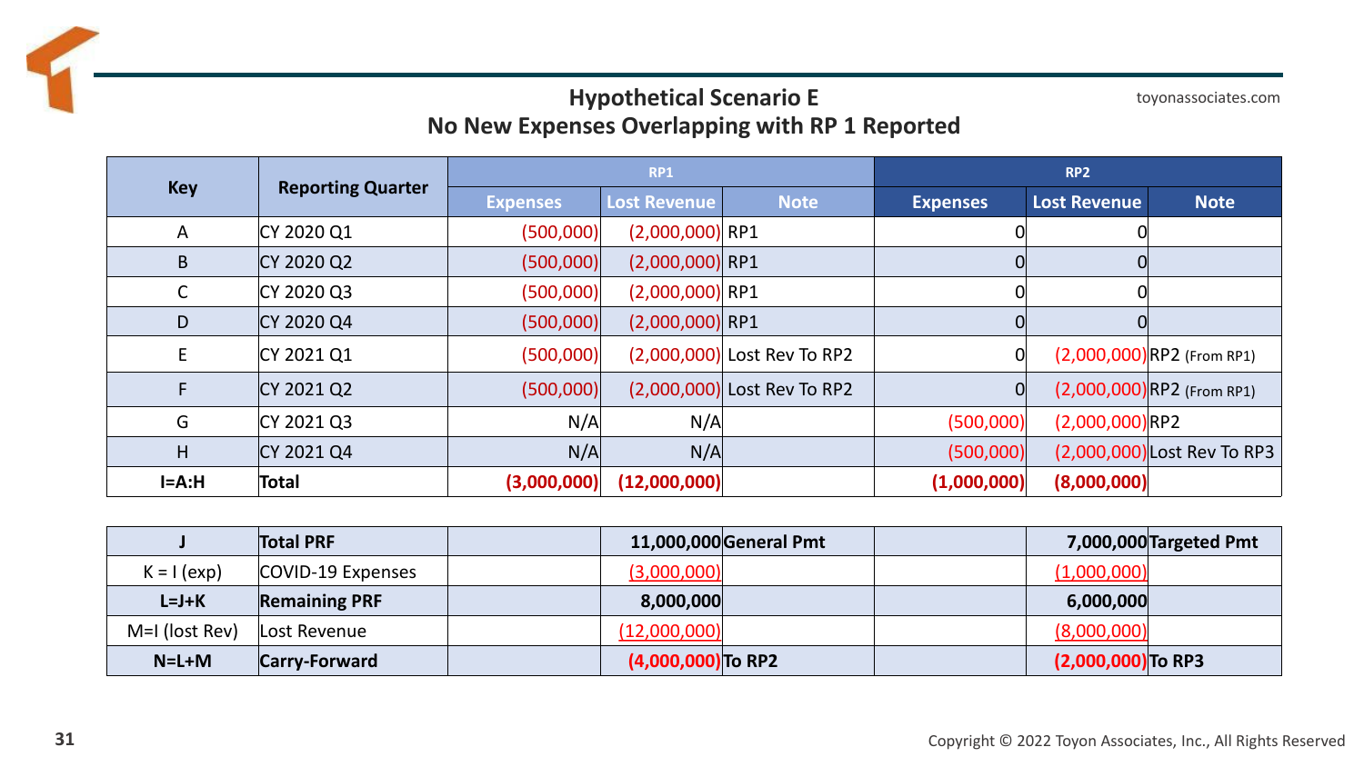## Hypothetical Scenario E
## No New Expenses Overlapping with RP 1 Reported

| Key | Reporting Quarter | RP1 | | | RP2 | | |
|---|---|---|---|---|---|---|---|
| | | Expenses | Lost Revenue | Note | Expenses | Lost Revenue | Note |
| A | CY 2020 Q1 | (500,000) | (2,000,000) | RP1 | 0 | 0 | |
| B | CY 2020 Q2 | (500,000) | (2,000,000) | RP1 | 0 | 0 | |
| C | CY 2020 Q3 | (500,000) | (2,000,000) | RP1 | 0 | 0 | |
| D | CY 2020 Q4 | (500,000) | (2,000,000) | RP1 | 0 | 0 | |
| E | CY 2021 Q1 | (500,000) | (2,000,000) | Lost Rev To RP2 | 0 | (2,000,000) | RP2 (From RP1) |
| F | CY 2021 Q2 | (500,000) | (2,000,000) | Lost Rev To RP2 | 0 | (2,000,000) | RP2 (From RP1) |
| G | CY 2021 Q3 | N/A | N/A | | (500,000) | (2,000,000) | RP2 |
| H | CY 2021 Q4 | N/A | N/A | | (500,000) | (2,000,000) | Lost Rev To RP3 |
| **I=A:H** | **Total** | **(3,000,000)** | **(12,000,000)** | | **(1,000,000)** | **(8,000,000)** | |

| | | | | | | | |
|---|---|---|---|---|---|---|---|
| **J** | **Total PRF** | | **11,000,000** | **General Pmt** | | **7,000,000** | **Targeted Pmt** |
| K = I (exp) | COVID-19 Expenses | | (3,000,000) | | | (1,000,000) | |
| **L=J+K** | **Remaining PRF** | | **8,000,000** | | | **6,000,000** | |
| M=I (lost Rev) | Lost Revenue | | (12,000,000) | | | (8,000,000) | |
| **N=L+M** | **Carry-Forward** | | **(4,000,000)** | **To RP2** | | **(2,000,000)** | **To RP3** |

toyonassociates.com

Copyright © 2022 Toyon Associates, Inc., All Rights Reserved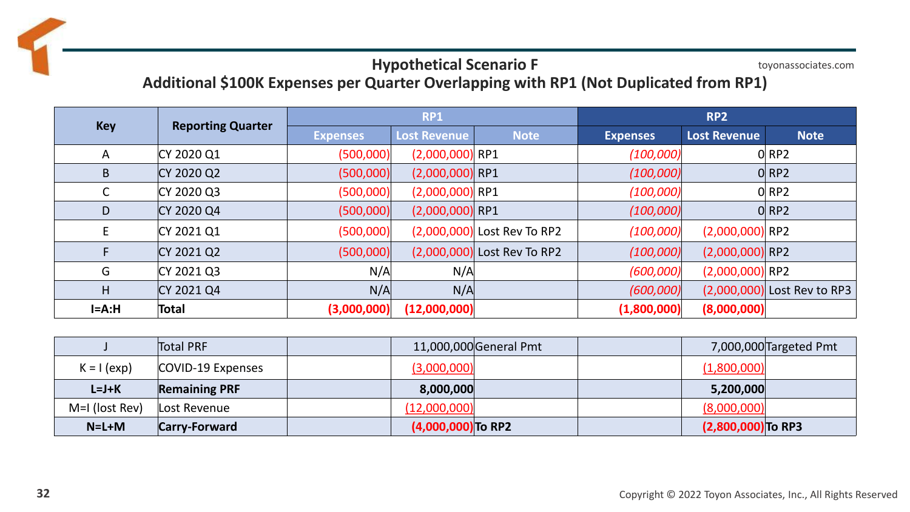## Hypothetical Scenario F

## Additional $100K Expenses per Quarter Overlapping with RP1 (Not Duplicated from RP1)

toyonassociates.com

| Key | Reporting Quarter | RP1 | | | RP2 | | |
|---|---|---|---|---|---|---|---|
| | | Expenses | Lost Revenue | Note | Expenses | Lost Revenue | Note |
| A | CY 2020 Q1 | (500,000) | (2,000,000) | RP1 | *(100,000)* | 0 | RP2 |
| B | CY 2020 Q2 | (500,000) | (2,000,000) | RP1 | *(100,000)* | 0 | RP2 |
| C | CY 2020 Q3 | (500,000) | (2,000,000) | RP1 | *(100,000)* | 0 | RP2 |
| D | CY 2020 Q4 | (500,000) | (2,000,000) | RP1 | *(100,000)* | 0 | RP2 |
| E | CY 2021 Q1 | (500,000) | (2,000,000) | Lost Rev To RP2 | *(100,000)* | (2,000,000) | RP2 |
| F | CY 2021 Q2 | (500,000) | (2,000,000) | Lost Rev To RP2 | *(100,000)* | (2,000,000) | RP2 |
| G | CY 2021 Q3 | N/A | N/A | | *(600,000)* | (2,000,000) | RP2 |
| H | CY 2021 Q4 | N/A | N/A | | *(600,000)* | (2,000,000) | Lost Rev to RP3 |
| **I=A:H** | **Total** | **(3,000,000)** | **(12,000,000)** | | **(1,800,000)** | **(8,000,000)** | |

| Key | Description | | RP1 | | | RP2 | |
|---|---|---|---|---|---|---|---|
| J | Total PRF | | 11,000,000 | General Pmt | | 7,000,000 | Targeted Pmt |
| K = I (exp) | COVID-19 Expenses | | (3,000,000) | | | (1,800,000) | |
| **L=J+K** | **Remaining PRF** | | **8,000,000** | | | **5,200,000** | |
| M=I (lost Rev) | Lost Revenue | | (12,000,000) | | | (8,000,000) | |
| **N=L+M** | **Carry-Forward** | | **(4,000,000)** | **To RP2** | | **(2,800,000)** | **To RP3** |

Copyright © 2022 Toyon Associates, Inc., All Rights Reserved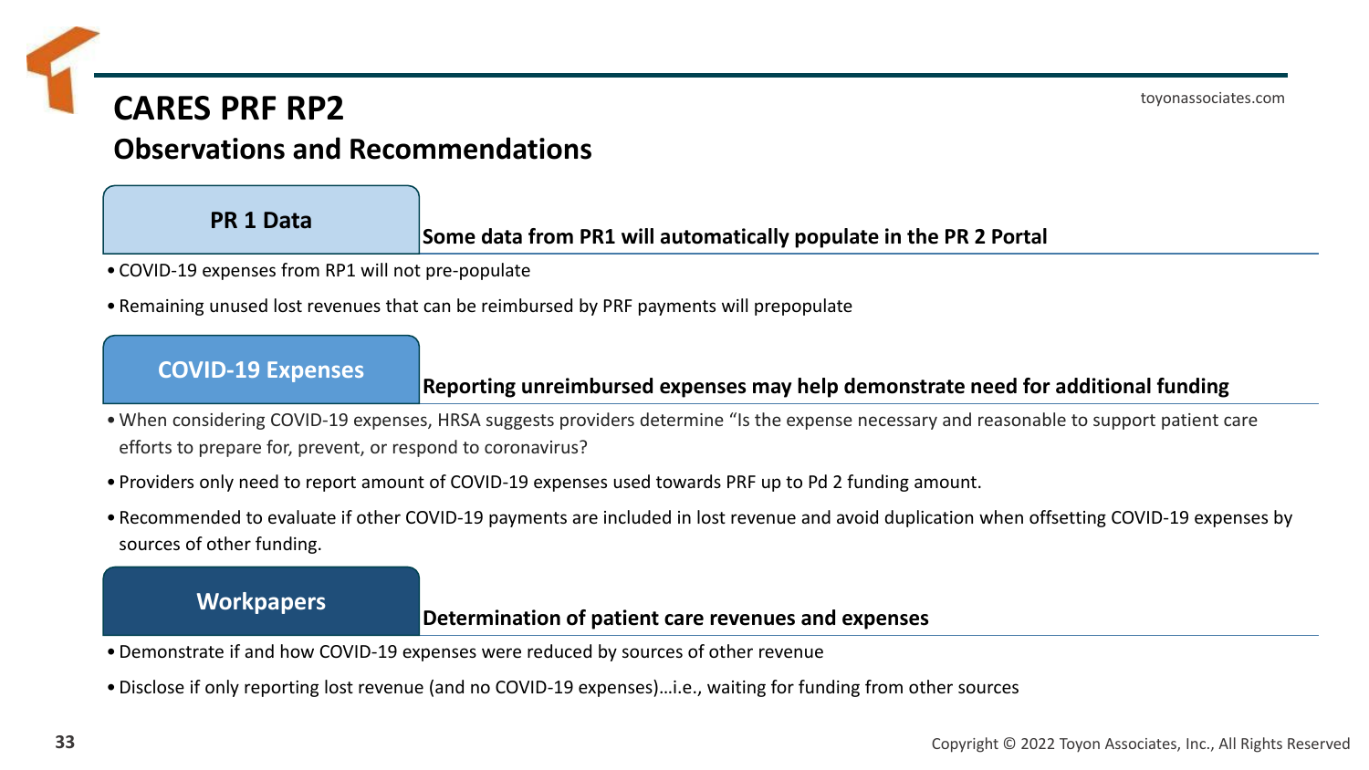# CARES PRF RP2

## Observations and Recommendations

### PR 1 Data

**Some data from PR1 will automatically populate in the PR 2 Portal**

- COVID-19 expenses from RP1 will not pre-populate
- Remaining unused lost revenues that can be reimbursed by PRF payments will prepopulate

### COVID-19 Expenses

**Reporting unreimbursed expenses may help demonstrate need for additional funding**

- When considering COVID-19 expenses, HRSA suggests providers determine "Is the expense necessary and reasonable to support patient care efforts to prepare for, prevent, or respond to coronavirus?
- Providers only need to report amount of COVID-19 expenses used towards PRF up to Pd 2 funding amount.
- Recommended to evaluate if other COVID-19 payments are included in lost revenue and avoid duplication when offsetting COVID-19 expenses by sources of other funding.

### Workpapers

**Determination of patient care revenues and expenses**

- Demonstrate if and how COVID-19 expenses were reduced by sources of other revenue
- Disclose if only reporting lost revenue (and no COVID-19 expenses)…i.e., waiting for funding from other sources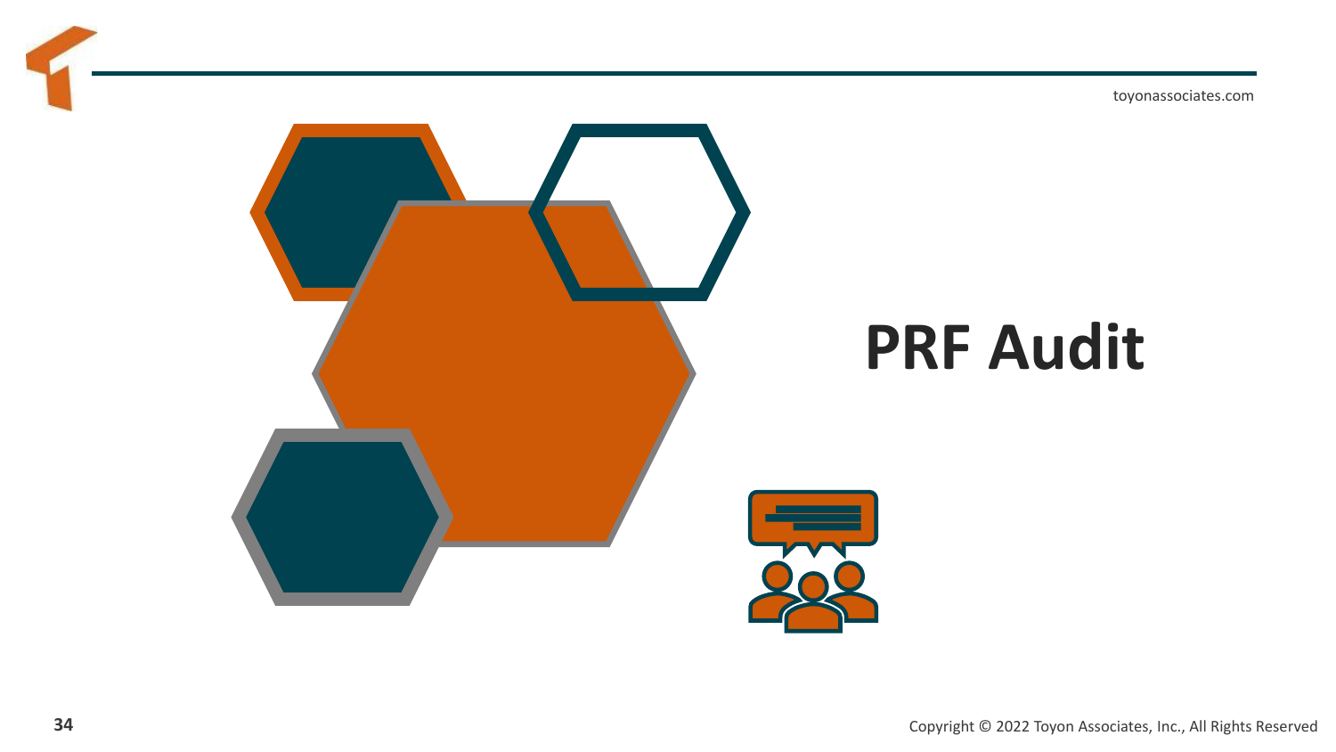# PRF Audit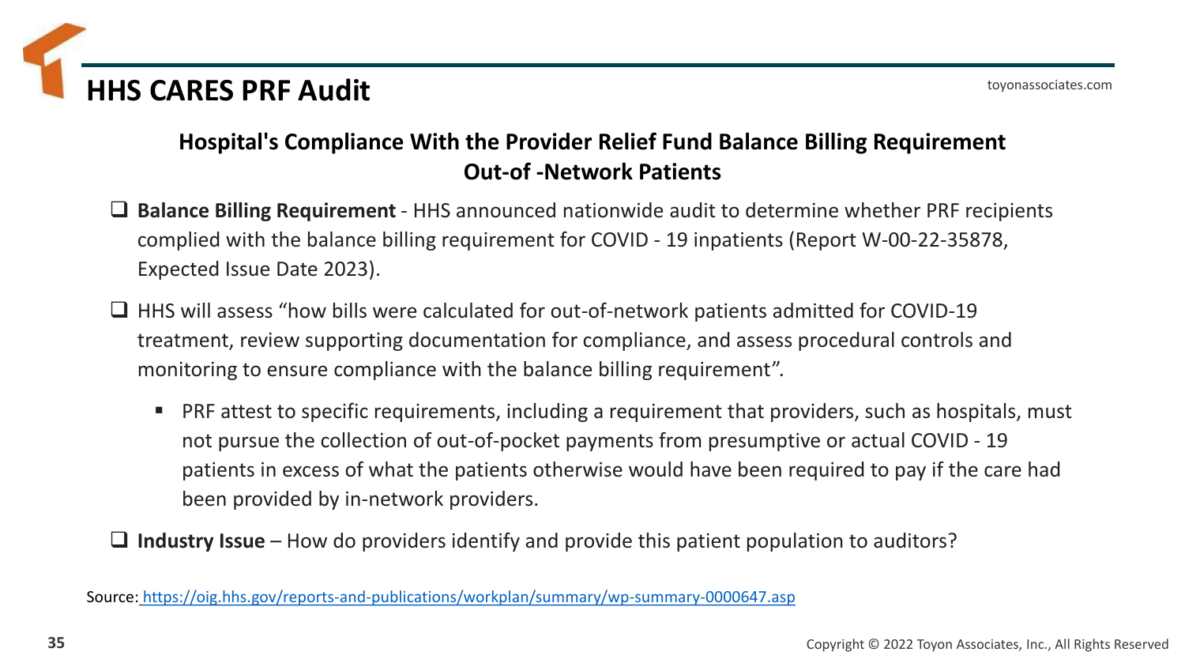# HHS CARES PRF Audit

## Hospital's Compliance With the Provider Relief Fund Balance Billing Requirement Out-of -Network Patients

- **Balance Billing Requirement** - HHS announced nationwide audit to determine whether PRF recipients complied with the balance billing requirement for COVID - 19 inpatients (Report W-00-22-35878, Expected Issue Date 2023).
- HHS will assess "how bills were calculated for out-of-network patients admitted for COVID-19 treatment, review supporting documentation for compliance, and assess procedural controls and monitoring to ensure compliance with the balance billing requirement".
  - PRF attest to specific requirements, including a requirement that providers, such as hospitals, must not pursue the collection of out-of-pocket payments from presumptive or actual COVID - 19 patients in excess of what the patients otherwise would have been required to pay if the care had been provided by in-network providers.
- **Industry Issue** – How do providers identify and provide this patient population to auditors?

Source: https://oig.hhs.gov/reports-and-publications/workplan/summary/wp-summary-0000647.asp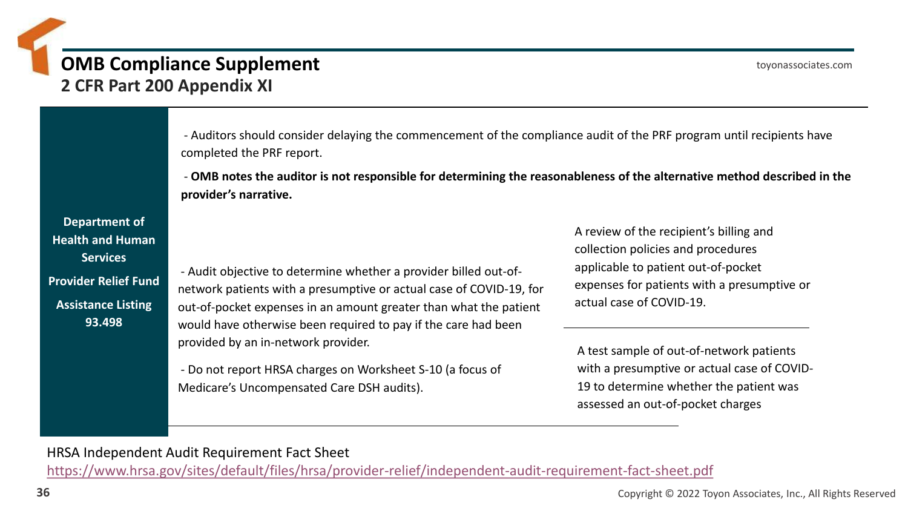# OMB Compliance Supplement
## 2 CFR Part 200 Appendix XI

**Department of Health and Human Services**

**Provider Relief Fund**

**Assistance Listing 93.498**

- Auditors should consider delaying the commencement of the compliance audit of the PRF program until recipients have completed the PRF report.
- **OMB notes the auditor is not responsible for determining the reasonableness of the alternative method described in the provider's narrative.**

- Audit objective to determine whether a provider billed out-of-network patients with a presumptive or actual case of COVID-19, for out-of-pocket expenses in an amount greater than what the patient would have otherwise been required to pay if the care had been provided by an in-network provider.
- Do not report HRSA charges on Worksheet S-10 (a focus of Medicare's Uncompensated Care DSH audits).

A review of the recipient's billing and collection policies and procedures applicable to patient out-of-pocket expenses for patients with a presumptive or actual case of COVID-19.

A test sample of out-of-network patients with a presumptive or actual case of COVID-19 to determine whether the patient was assessed an out-of-pocket charges

HRSA Independent Audit Requirement Fact Sheet
https://www.hrsa.gov/sites/default/files/hrsa/provider-relief/independent-audit-requirement-fact-sheet.pdf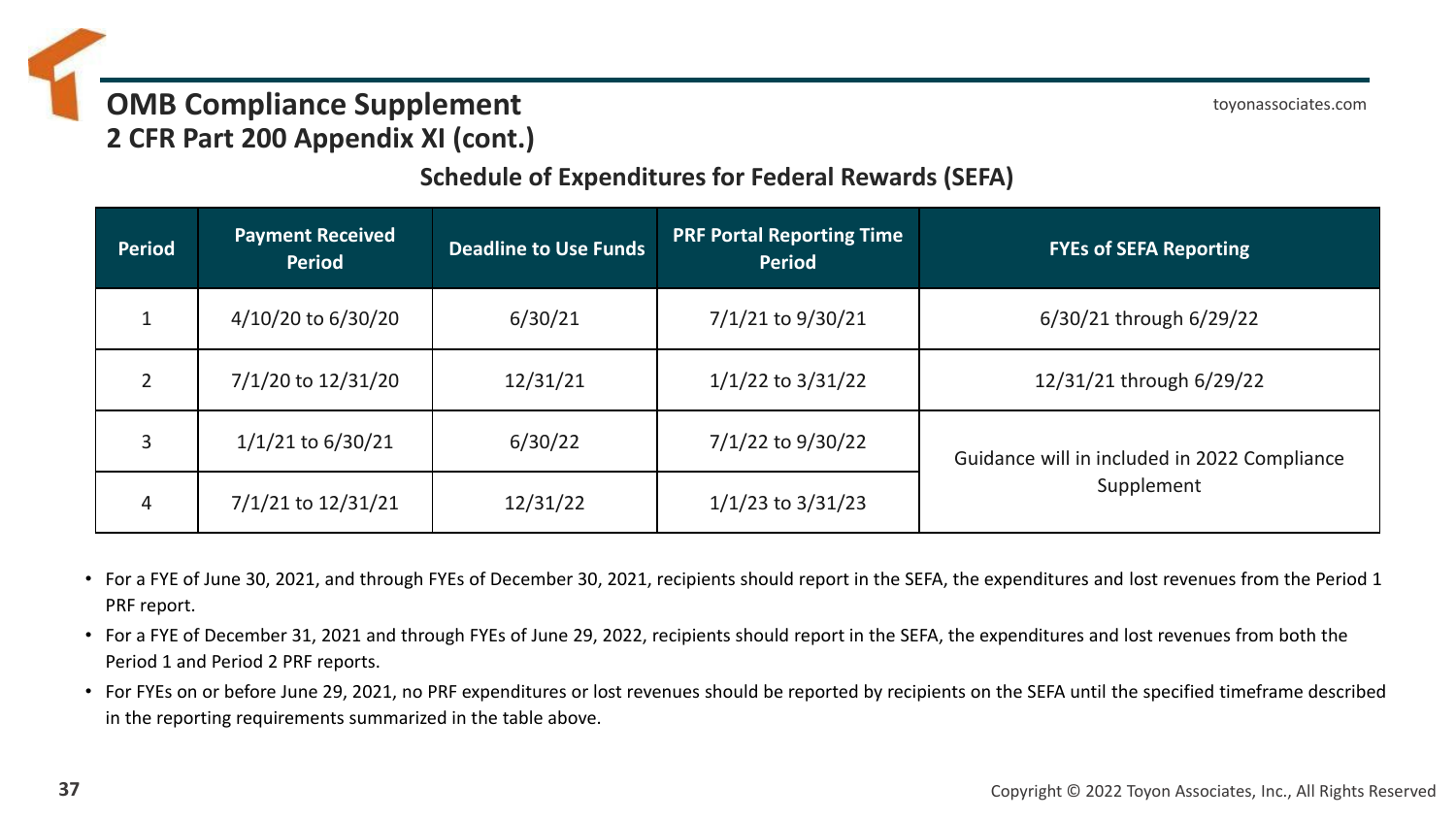# OMB Compliance Supplement

## 2 CFR Part 200 Appendix XI (cont.)

### Schedule of Expenditures for Federal Rewards (SEFA)

| Period | Payment Received Period | Deadline to Use Funds | PRF Portal Reporting Time Period | FYEs of SEFA Reporting |
|---|---|---|---|---|
| 1 | 4/10/20 to 6/30/20 | 6/30/21 | 7/1/21 to 9/30/21 | 6/30/21 through 6/29/22 |
| 2 | 7/1/20 to 12/31/20 | 12/31/21 | 1/1/22 to 3/31/22 | 12/31/21 through 6/29/22 |
| 3 | 1/1/21 to 6/30/21 | 6/30/22 | 7/1/22 to 9/30/22 | Guidance will in included in 2022 Compliance Supplement |
| 4 | 7/1/21 to 12/31/21 | 12/31/22 | 1/1/23 to 3/31/23 | |

- For a FYE of June 30, 2021, and through FYEs of December 30, 2021, recipients should report in the SEFA, the expenditures and lost revenues from the Period 1 PRF report.
- For a FYE of December 31, 2021 and through FYEs of June 29, 2022, recipients should report in the SEFA, the expenditures and lost revenues from both the Period 1 and Period 2 PRF reports.
- For FYEs on or before June 29, 2021, no PRF expenditures or lost revenues should be reported by recipients on the SEFA until the specified timeframe described in the reporting requirements summarized in the table above.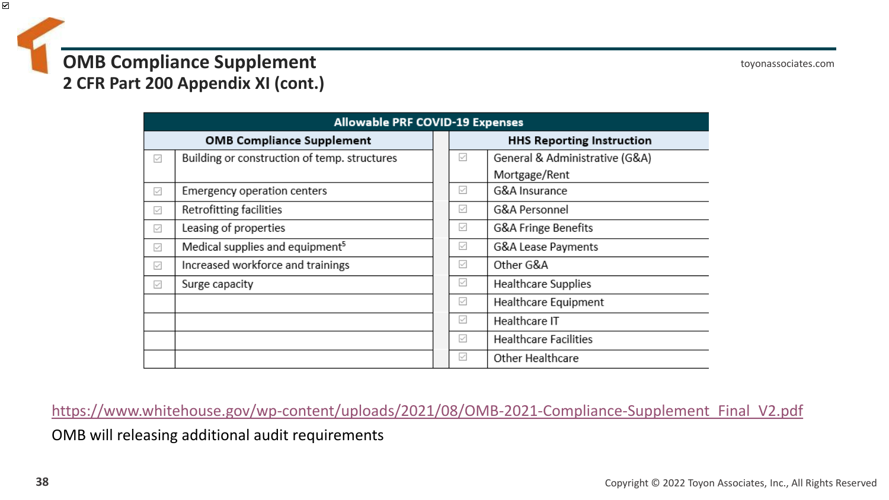# OMB Compliance Supplement
## 2 CFR Part 200 Appendix XI (cont.)

toyonassociates.com

| Allowable PRF COVID-19 Expenses | | | | | |
|---|---|---|---|---|---|
| **OMB Compliance Supplement** | | | **HHS Reporting Instruction** | | |
| ☑ | Building or construction of temp. structures | | ☑ | General & Administrative (G&A) Mortgage/Rent | |
| ☑ | Emergency operation centers | | ☑ | G&A Insurance | |
| ☑ | Retrofitting facilities | | ☑ | G&A Personnel | |
| ☑ | Leasing of properties | | ☑ | G&A Fringe Benefits | |
| ☑ | Medical supplies and equipment[5] | | ☑ | G&A Lease Payments | |
| ☑ | Increased workforce and trainings | | ☑ | Other G&A | |
| ☑ | Surge capacity | | ☑ | Healthcare Supplies | |
| | | | ☑ | Healthcare Equipment | |
| | | | ☑ | Healthcare IT | |
| | | | ☑ | Healthcare Facilities | |
| | | | ☑ | Other Healthcare | |

https://www.whitehouse.gov/wp-content/uploads/2021/08/OMB-2021-Compliance-Supplement_Final_V2.pdf

OMB will releasing additional audit requirements

Copyright © 2022 Toyon Associates, Inc., All Rights Reserved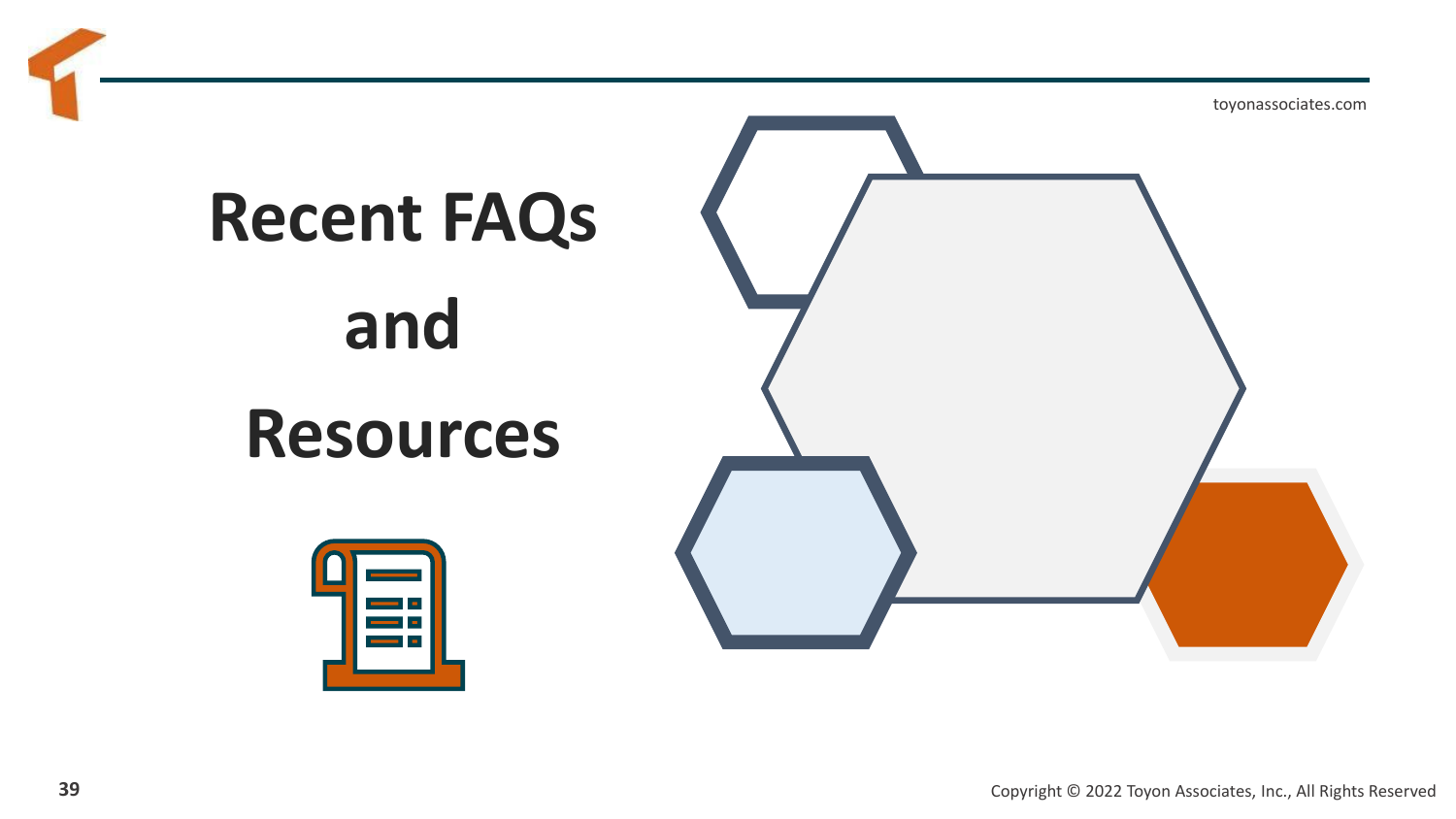# Recent FAQs and Resources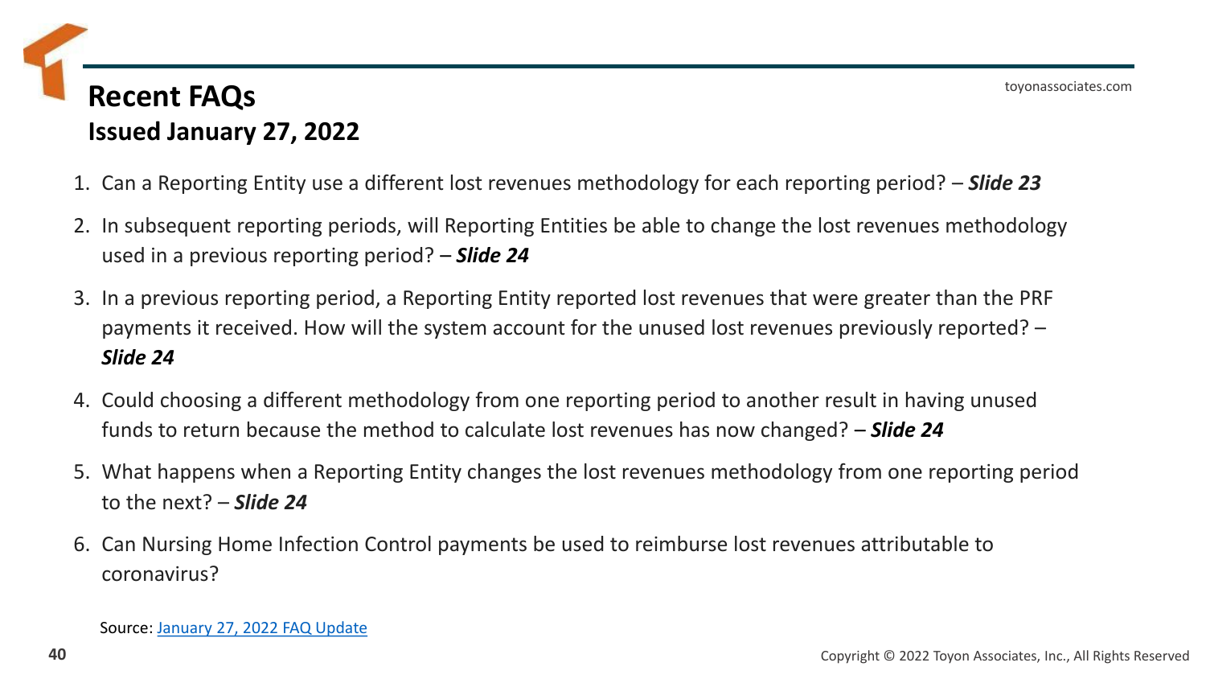# Recent FAQs

## Issued January 27, 2022

1. Can a Reporting Entity use a different lost revenues methodology for each reporting period? – ***Slide 23***
2. In subsequent reporting periods, will Reporting Entities be able to change the lost revenues methodology used in a previous reporting period? – ***Slide 24***
3. In a previous reporting period, a Reporting Entity reported lost revenues that were greater than the PRF payments it received. How will the system account for the unused lost revenues previously reported? – ***Slide 24***
4. Could choosing a different methodology from one reporting period to another result in having unused funds to return because the method to calculate lost revenues has now changed? – ***Slide 24***
5. What happens when a Reporting Entity changes the lost revenues methodology from one reporting period to the next? – ***Slide 24***
6. Can Nursing Home Infection Control payments be used to reimburse lost revenues attributable to coronavirus?

Source: [January 27, 2022 FAQ Update]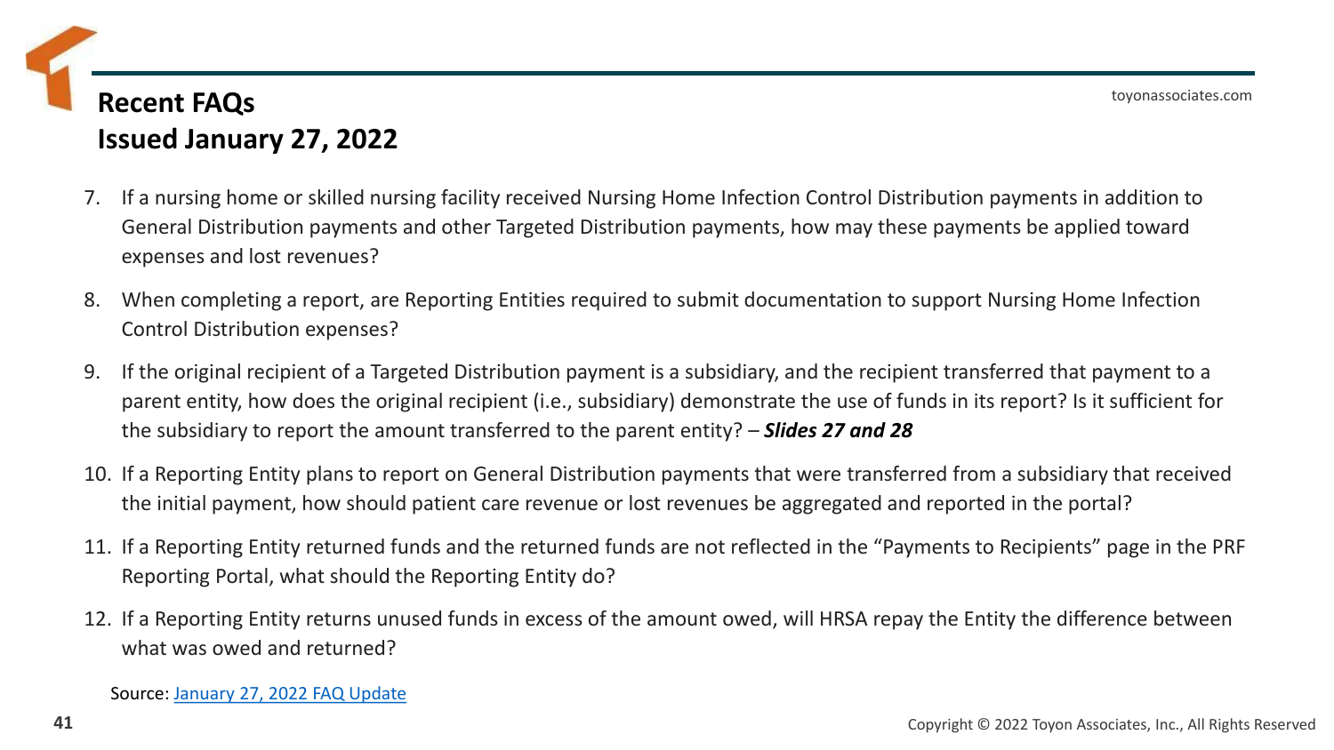# Recent FAQs
# Issued January 27, 2022

7. If a nursing home or skilled nursing facility received Nursing Home Infection Control Distribution payments in addition to General Distribution payments and other Targeted Distribution payments, how may these payments be applied toward expenses and lost revenues?
8. When completing a report, are Reporting Entities required to submit documentation to support Nursing Home Infection Control Distribution expenses?
9. If the original recipient of a Targeted Distribution payment is a subsidiary, and the recipient transferred that payment to a parent entity, how does the original recipient (i.e., subsidiary) demonstrate the use of funds in its report? Is it sufficient for the subsidiary to report the amount transferred to the parent entity? – ***Slides 27 and 28***
10. If a Reporting Entity plans to report on General Distribution payments that were transferred from a subsidiary that received the initial payment, how should patient care revenue or lost revenues be aggregated and reported in the portal?
11. If a Reporting Entity returned funds and the returned funds are not reflected in the "Payments to Recipients" page in the PRF Reporting Portal, what should the Reporting Entity do?
12. If a Reporting Entity returns unused funds in excess of the amount owed, will HRSA repay the Entity the difference between what was owed and returned?

Source: January 27, 2022 FAQ Update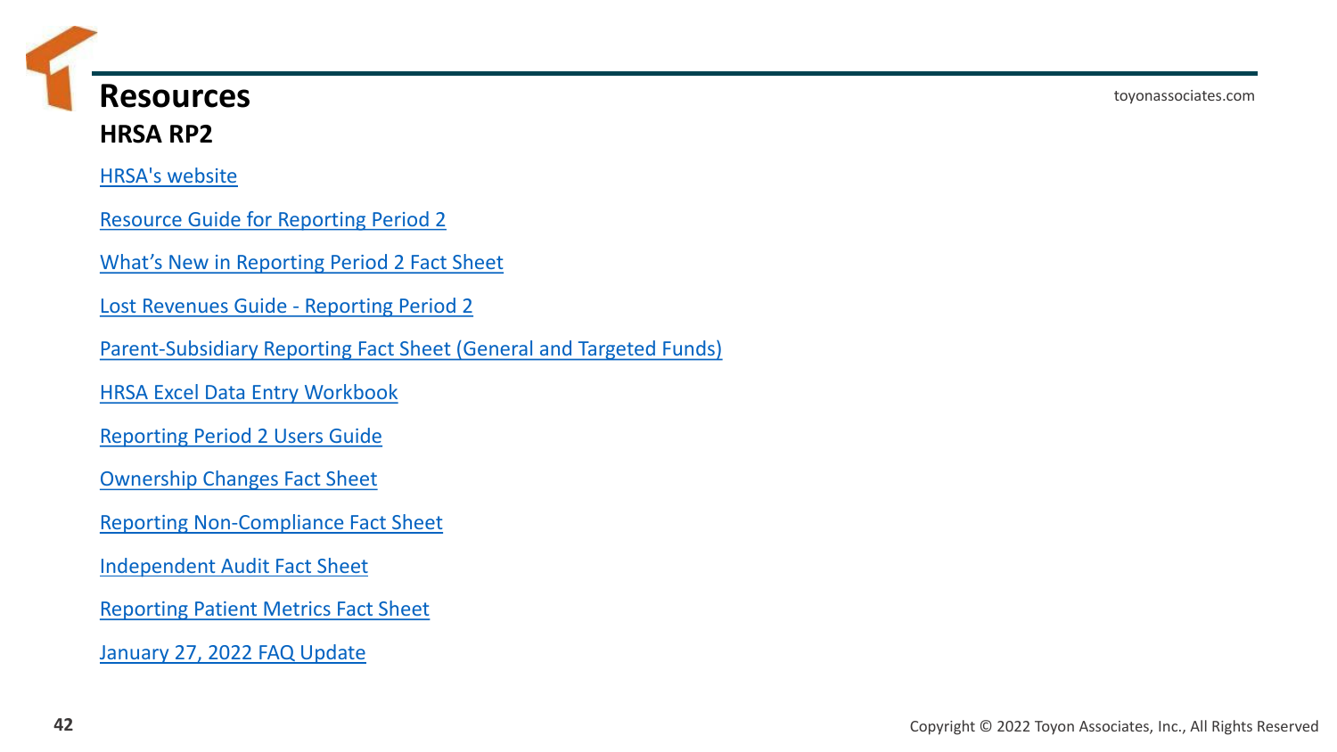# Resources

## HRSA RP2

HRSA's website

Resource Guide for Reporting Period 2

What's New in Reporting Period 2 Fact Sheet

Lost Revenues Guide - Reporting Period 2

Parent-Subsidiary Reporting Fact Sheet (General and Targeted Funds)

HRSA Excel Data Entry Workbook

Reporting Period 2 Users Guide

Ownership Changes Fact Sheet

Reporting Non-Compliance Fact Sheet

Independent Audit Fact Sheet

Reporting Patient Metrics Fact Sheet

January 27, 2022 FAQ Update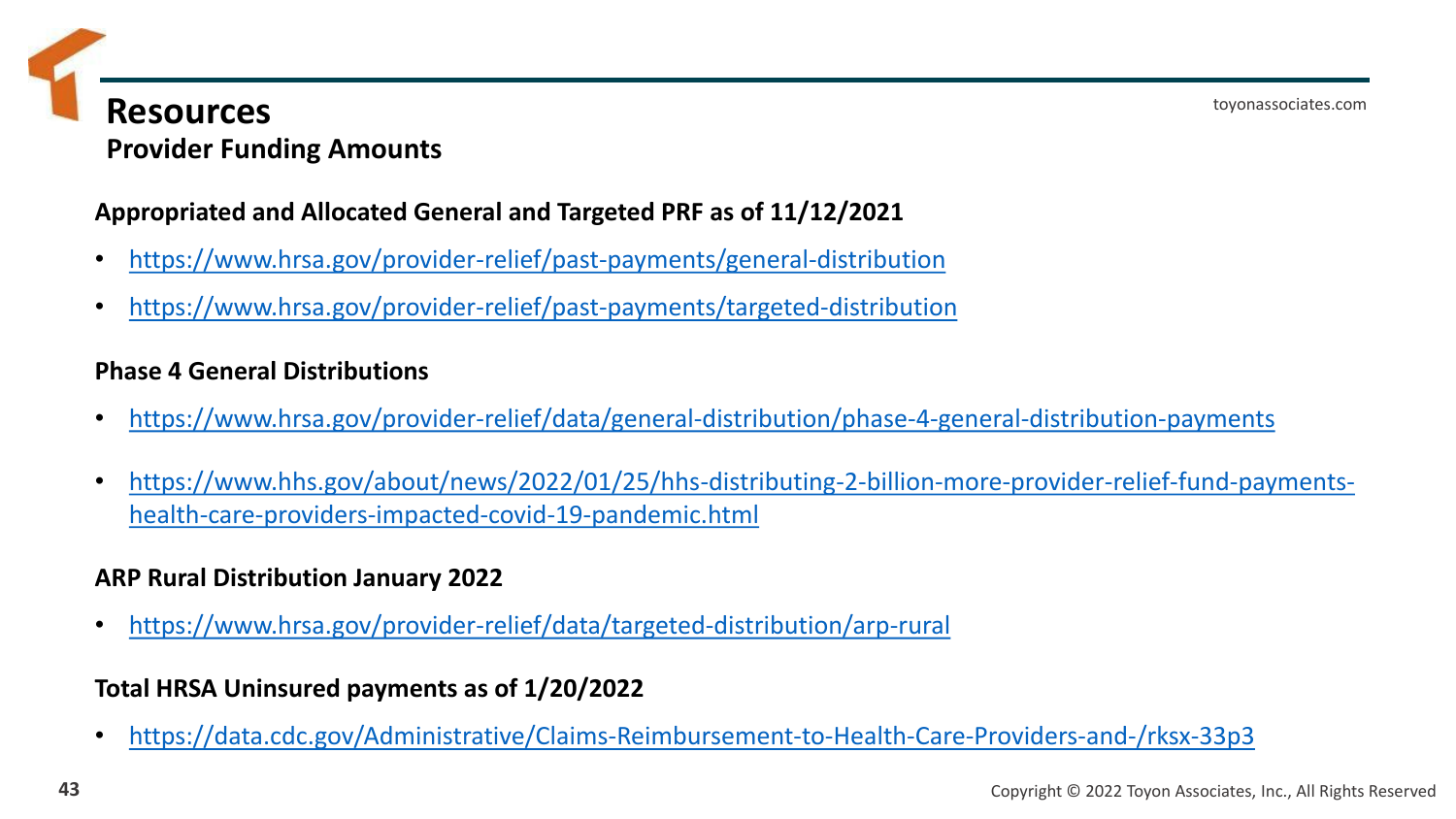# Resources

## Provider Funding Amounts

### Appropriated and Allocated General and Targeted PRF as of 11/12/2021

- https://www.hrsa.gov/provider-relief/past-payments/general-distribution
- https://www.hrsa.gov/provider-relief/past-payments/targeted-distribution

### Phase 4 General Distributions

- https://www.hrsa.gov/provider-relief/data/general-distribution/phase-4-general-distribution-payments
- https://www.hhs.gov/about/news/2022/01/25/hhs-distributing-2-billion-more-provider-relief-fund-payments-health-care-providers-impacted-covid-19-pandemic.html

### ARP Rural Distribution January 2022

- https://www.hrsa.gov/provider-relief/data/targeted-distribution/arp-rural

### Total HRSA Uninsured payments as of 1/20/2022

- https://data.cdc.gov/Administrative/Claims-Reimbursement-to-Health-Care-Providers-and-/rksx-33p3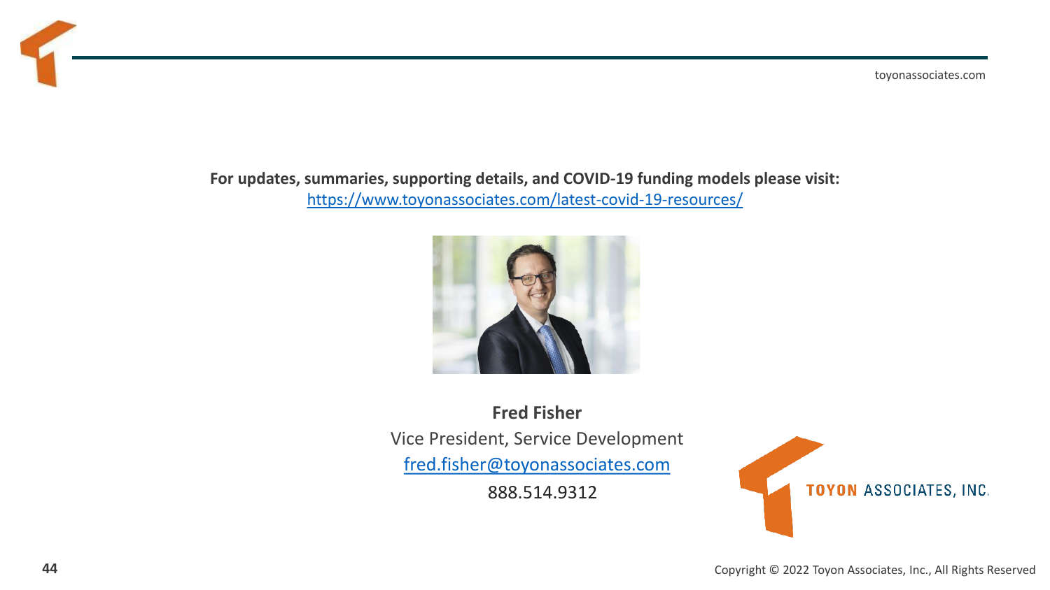**For updates, summaries, supporting details, and COVID-19 funding models please visit:**
https://www.toyonassociates.com/latest-covid-19-resources/

**Fred Fisher**
Vice President, Service Development
fred.fisher@toyonassociates.com
888.514.9312

TOYON ASSOCIATES, INC.